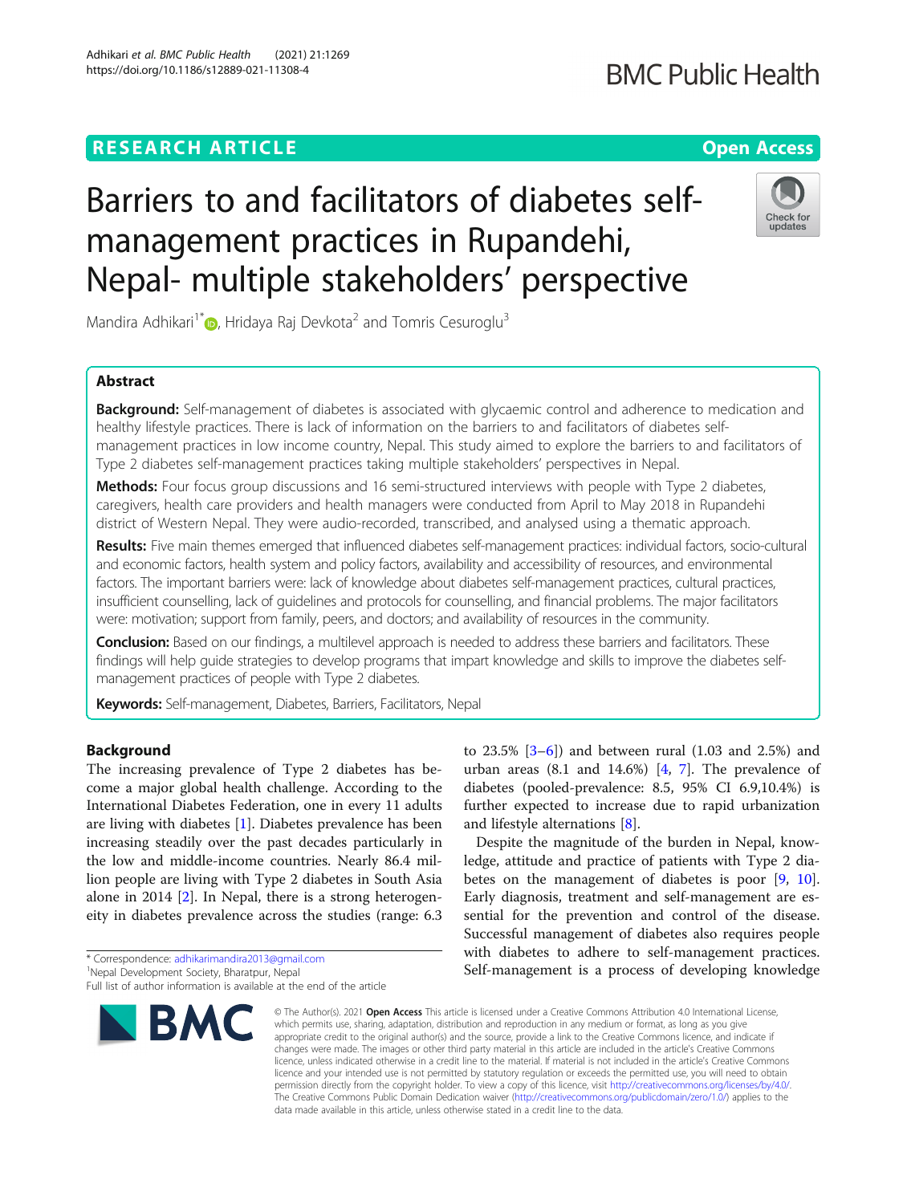RESEARCH ARTICLE

Open Access

# Barriers to and facilitators of diabetes self-management practices in Rupandehi, Nepal- multiple stakeholders' perspective

Mandira Adhikari[1*], Hridaya Raj Devkota[2] and Tomris Cesuroglu[3]

## Abstract

**Background:** Self-management of diabetes is associated with glycaemic control and adherence to medication and healthy lifestyle practices. There is lack of information on the barriers to and facilitators of diabetes self-management practices in low income country, Nepal. This study aimed to explore the barriers to and facilitators of Type 2 diabetes self-management practices taking multiple stakeholders' perspectives in Nepal.

**Methods:** Four focus group discussions and 16 semi-structured interviews with people with Type 2 diabetes, caregivers, health care providers and health managers were conducted from April to May 2018 in Rupandehi district of Western Nepal. They were audio-recorded, transcribed, and analysed using a thematic approach.

**Results:** Five main themes emerged that influenced diabetes self-management practices: individual factors, socio-cultural and economic factors, health system and policy factors, availability and accessibility of resources, and environmental factors. The important barriers were: lack of knowledge about diabetes self-management practices, cultural practices, insufficient counselling, lack of guidelines and protocols for counselling, and financial problems. The major facilitators were: motivation; support from family, peers, and doctors; and availability of resources in the community.

**Conclusion:** Based on our findings, a multilevel approach is needed to address these barriers and facilitators. These findings will help guide strategies to develop programs that impart knowledge and skills to improve the diabetes self-management practices of people with Type 2 diabetes.

**Keywords:** Self-management, Diabetes, Barriers, Facilitators, Nepal

## Background

The increasing prevalence of Type 2 diabetes has become a major global health challenge. According to the International Diabetes Federation, one in every 11 adults are living with diabetes [1]. Diabetes prevalence has been increasing steadily over the past decades particularly in the low and middle-income countries. Nearly 86.4 million people are living with Type 2 diabetes in South Asia alone in 2014 [2]. In Nepal, there is a strong heterogeneity in diabetes prevalence across the studies (range: 6.3 to 23.5% [3–6]) and between rural (1.03 and 2.5%) and urban areas (8.1 and 14.6%) [4, 7]. The prevalence of diabetes (pooled-prevalence: 8.5, 95% CI 6.9,10.4%) is further expected to increase due to rapid urbanization and lifestyle alternations [8].

Despite the magnitude of the burden in Nepal, knowledge, attitude and practice of patients with Type 2 diabetes on the management of diabetes is poor [9, 10]. Early diagnosis, treatment and self-management are essential for the prevention and control of the disease. Successful management of diabetes also requires people with diabetes to adhere to self-management practices. Self-management is a process of developing knowledge

* Correspondence: adhikarimandira2013@gmail.com
[1]Nepal Development Society, Bharatpur, Nepal
Full list of author information is available at the end of the article

© The Author(s). 2021 **Open Access** This article is licensed under a Creative Commons Attribution 4.0 International License, which permits use, sharing, adaptation, distribution and reproduction in any medium or format, as long as you give appropriate credit to the original author(s) and the source, provide a link to the Creative Commons licence, and indicate if changes were made. The images or other third party material in this article are included in the article's Creative Commons licence, unless indicated otherwise in a credit line to the material. If material is not included in the article's Creative Commons licence and your intended use is not permitted by statutory regulation or exceeds the permitted use, you will need to obtain permission directly from the copyright holder. To view a copy of this licence, visit http://creativecommons.org/licenses/by/4.0/. The Creative Commons Public Domain Dedication waiver (http://creativecommons.org/publicdomain/zero/1.0/) applies to the data made available in this article, unless otherwise stated in a credit line to the data.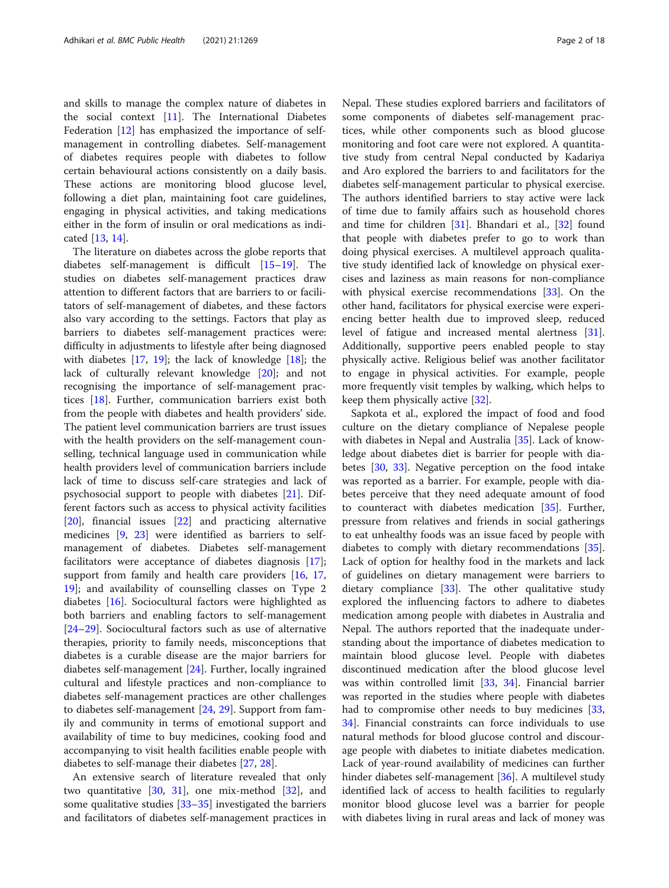and skills to manage the complex nature of diabetes in the social context [11]. The International Diabetes Federation [12] has emphasized the importance of self-management in controlling diabetes. Self-management of diabetes requires people with diabetes to follow certain behavioural actions consistently on a daily basis. These actions are monitoring blood glucose level, following a diet plan, maintaining foot care guidelines, engaging in physical activities, and taking medications either in the form of insulin or oral medications as indicated [13, 14].

The literature on diabetes across the globe reports that diabetes self-management is difficult [15–19]. The studies on diabetes self-management practices draw attention to different factors that are barriers to or facilitators of self-management of diabetes, and these factors also vary according to the settings. Factors that play as barriers to diabetes self-management practices were: difficulty in adjustments to lifestyle after being diagnosed with diabetes [17, 19]; the lack of knowledge [18]; the lack of culturally relevant knowledge [20]; and not recognising the importance of self-management practices [18]. Further, communication barriers exist both from the people with diabetes and health providers' side. The patient level communication barriers are trust issues with the health providers on the self-management counselling, technical language used in communication while health providers level of communication barriers include lack of time to discuss self-care strategies and lack of psychosocial support to people with diabetes [21]. Different factors such as access to physical activity facilities [20], financial issues [22] and practicing alternative medicines [9, 23] were identified as barriers to self-management of diabetes. Diabetes self-management facilitators were acceptance of diabetes diagnosis [17]; support from family and health care providers [16, 17, 19]; and availability of counselling classes on Type 2 diabetes [16]. Sociocultural factors were highlighted as both barriers and enabling factors to self-management [24–29]. Sociocultural factors such as use of alternative therapies, priority to family needs, misconceptions that diabetes is a curable disease are the major barriers for diabetes self-management [24]. Further, locally ingrained cultural and lifestyle practices and non-compliance to diabetes self-management practices are other challenges to diabetes self-management [24, 29]. Support from family and community in terms of emotional support and availability of time to buy medicines, cooking food and accompanying to visit health facilities enable people with diabetes to self-manage their diabetes [27, 28].

An extensive search of literature revealed that only two quantitative [30, 31], one mix-method [32], and some qualitative studies [33–35] investigated the barriers and facilitators of diabetes self-management practices in Nepal. These studies explored barriers and facilitators of some components of diabetes self-management practices, while other components such as blood glucose monitoring and foot care were not explored. A quantitative study from central Nepal conducted by Kadariya and Aro explored the barriers to and facilitators for the diabetes self-management particular to physical exercise. The authors identified barriers to stay active were lack of time due to family affairs such as household chores and time for children [31]. Bhandari et al., [32] found that people with diabetes prefer to go to work than doing physical exercises. A multilevel approach qualitative study identified lack of knowledge on physical exercises and laziness as main reasons for non-compliance with physical exercise recommendations [33]. On the other hand, facilitators for physical exercise were experiencing better health due to improved sleep, reduced level of fatigue and increased mental alertness [31]. Additionally, supportive peers enabled people to stay physically active. Religious belief was another facilitator to engage in physical activities. For example, people more frequently visit temples by walking, which helps to keep them physically active [32].

Sapkota et al., explored the impact of food and food culture on the dietary compliance of Nepalese people with diabetes in Nepal and Australia [35]. Lack of knowledge about diabetes diet is barrier for people with diabetes [30, 33]. Negative perception on the food intake was reported as a barrier. For example, people with diabetes perceive that they need adequate amount of food to counteract with diabetes medication [35]. Further, pressure from relatives and friends in social gatherings to eat unhealthy foods was an issue faced by people with diabetes to comply with dietary recommendations [35]. Lack of option for healthy food in the markets and lack of guidelines on dietary management were barriers to dietary compliance [33]. The other qualitative study explored the influencing factors to adhere to diabetes medication among people with diabetes in Australia and Nepal. The authors reported that the inadequate understanding about the importance of diabetes medication to maintain blood glucose level. People with diabetes discontinued medication after the blood glucose level was within controlled limit [33, 34]. Financial barrier was reported in the studies where people with diabetes had to compromise other needs to buy medicines [33, 34]. Financial constraints can force individuals to use natural methods for blood glucose control and discourage people with diabetes to initiate diabetes medication. Lack of year-round availability of medicines can further hinder diabetes self-management [36]. A multilevel study identified lack of access to health facilities to regularly monitor blood glucose level was a barrier for people with diabetes living in rural areas and lack of money was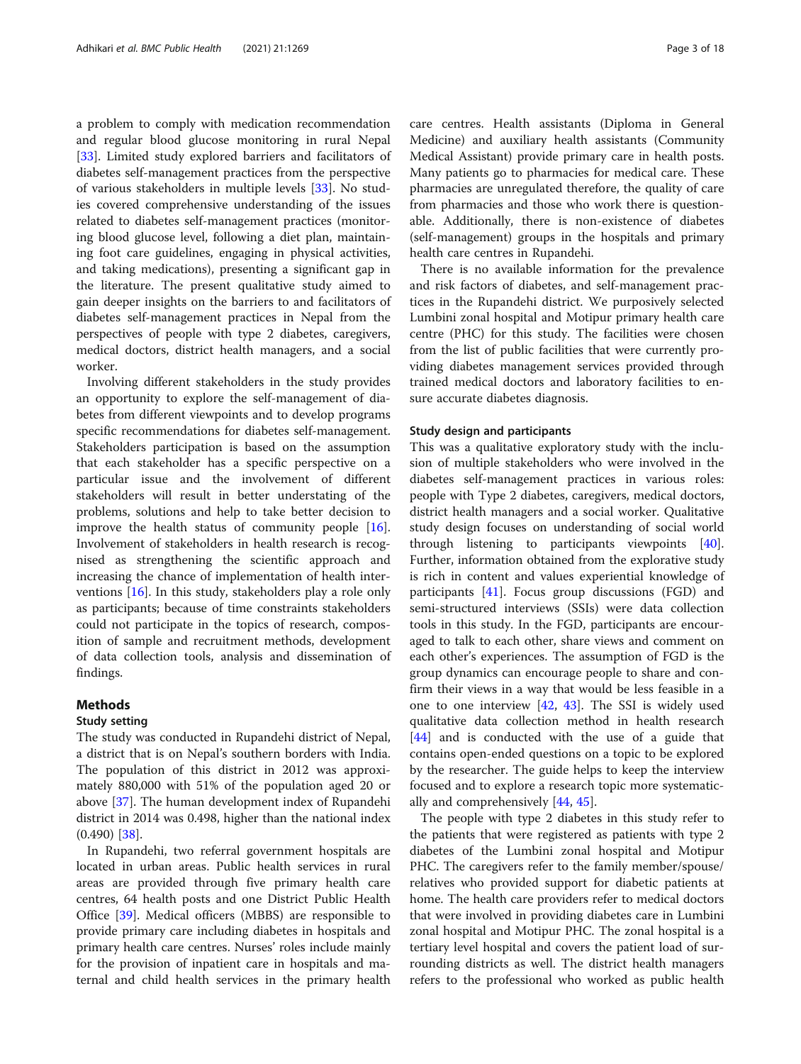a problem to comply with medication recommendation and regular blood glucose monitoring in rural Nepal [33]. Limited study explored barriers and facilitators of diabetes self-management practices from the perspective of various stakeholders in multiple levels [33]. No studies covered comprehensive understanding of the issues related to diabetes self-management practices (monitoring blood glucose level, following a diet plan, maintaining foot care guidelines, engaging in physical activities, and taking medications), presenting a significant gap in the literature. The present qualitative study aimed to gain deeper insights on the barriers to and facilitators of diabetes self-management practices in Nepal from the perspectives of people with type 2 diabetes, caregivers, medical doctors, district health managers, and a social worker.

Involving different stakeholders in the study provides an opportunity to explore the self-management of diabetes from different viewpoints and to develop programs specific recommendations for diabetes self-management. Stakeholders participation is based on the assumption that each stakeholder has a specific perspective on a particular issue and the involvement of different stakeholders will result in better understating of the problems, solutions and help to take better decision to improve the health status of community people [16]. Involvement of stakeholders in health research is recognised as strengthening the scientific approach and increasing the chance of implementation of health interventions [16]. In this study, stakeholders play a role only as participants; because of time constraints stakeholders could not participate in the topics of research, composition of sample and recruitment methods, development of data collection tools, analysis and dissemination of findings.

## Methods

### Study setting

The study was conducted in Rupandehi district of Nepal, a district that is on Nepal's southern borders with India. The population of this district in 2012 was approximately 880,000 with 51% of the population aged 20 or above [37]. The human development index of Rupandehi district in 2014 was 0.498, higher than the national index (0.490) [38].

In Rupandehi, two referral government hospitals are located in urban areas. Public health services in rural areas are provided through five primary health care centres, 64 health posts and one District Public Health Office [39]. Medical officers (MBBS) are responsible to provide primary care including diabetes in hospitals and primary health care centres. Nurses' roles include mainly for the provision of inpatient care in hospitals and maternal and child health services in the primary health care centres. Health assistants (Diploma in General Medicine) and auxiliary health assistants (Community Medical Assistant) provide primary care in health posts. Many patients go to pharmacies for medical care. These pharmacies are unregulated therefore, the quality of care from pharmacies and those who work there is questionable. Additionally, there is non-existence of diabetes (self-management) groups in the hospitals and primary health care centres in Rupandehi.

There is no available information for the prevalence and risk factors of diabetes, and self-management practices in the Rupandehi district. We purposively selected Lumbini zonal hospital and Motipur primary health care centre (PHC) for this study. The facilities were chosen from the list of public facilities that were currently providing diabetes management services provided through trained medical doctors and laboratory facilities to ensure accurate diabetes diagnosis.

### Study design and participants

This was a qualitative exploratory study with the inclusion of multiple stakeholders who were involved in the diabetes self-management practices in various roles: people with Type 2 diabetes, caregivers, medical doctors, district health managers and a social worker. Qualitative study design focuses on understanding of social world through listening to participants viewpoints [40]. Further, information obtained from the explorative study is rich in content and values experiential knowledge of participants [41]. Focus group discussions (FGD) and semi-structured interviews (SSIs) were data collection tools in this study. In the FGD, participants are encouraged to talk to each other, share views and comment on each other's experiences. The assumption of FGD is the group dynamics can encourage people to share and confirm their views in a way that would be less feasible in a one to one interview [42, 43]. The SSI is widely used qualitative data collection method in health research [44] and is conducted with the use of a guide that contains open-ended questions on a topic to be explored by the researcher. The guide helps to keep the interview focused and to explore a research topic more systematically and comprehensively [44, 45].

The people with type 2 diabetes in this study refer to the patients that were registered as patients with type 2 diabetes of the Lumbini zonal hospital and Motipur PHC. The caregivers refer to the family member/spouse/relatives who provided support for diabetic patients at home. The health care providers refer to medical doctors that were involved in providing diabetes care in Lumbini zonal hospital and Motipur PHC. The zonal hospital is a tertiary level hospital and covers the patient load of surrounding districts as well. The district health managers refers to the professional who worked as public health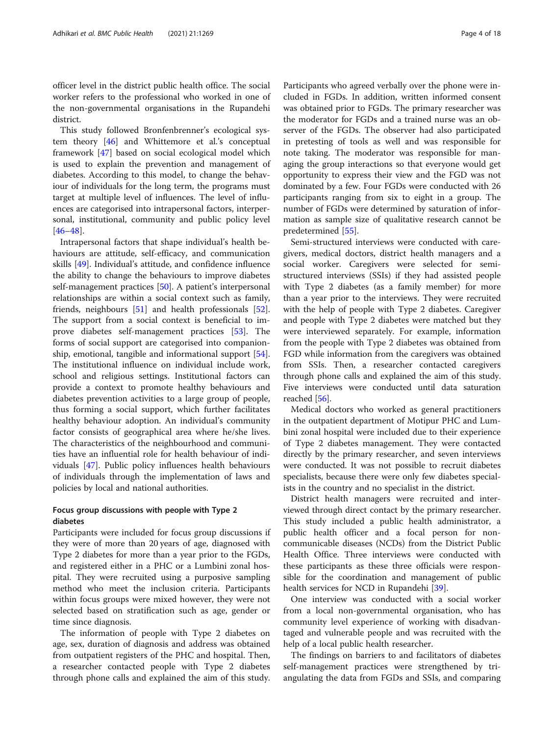officer level in the district public health office. The social worker refers to the professional who worked in one of the non-governmental organisations in the Rupandehi district.

This study followed Bronfenbrenner's ecological system theory [46] and Whittemore et al.'s conceptual framework [47] based on social ecological model which is used to explain the prevention and management of diabetes. According to this model, to change the behaviour of individuals for the long term, the programs must target at multiple level of influences. The level of influences are categorised into intrapersonal factors, interpersonal, institutional, community and public policy level [46–48].

Intrapersonal factors that shape individual's health behaviours are attitude, self-efficacy, and communication skills [49]. Individual's attitude, and confidence influence the ability to change the behaviours to improve diabetes self-management practices [50]. A patient's interpersonal relationships are within a social context such as family, friends, neighbours [51] and health professionals [52]. The support from a social context is beneficial to improve diabetes self-management practices [53]. The forms of social support are categorised into companionship, emotional, tangible and informational support [54]. The institutional influence on individual include work, school and religious settings. Institutional factors can provide a context to promote healthy behaviours and diabetes prevention activities to a large group of people, thus forming a social support, which further facilitates healthy behaviour adoption. An individual's community factor consists of geographical area where he/she lives. The characteristics of the neighbourhood and communities have an influential role for health behaviour of individuals [47]. Public policy influences health behaviours of individuals through the implementation of laws and policies by local and national authorities.

## Focus group discussions with people with Type 2 diabetes

Participants were included for focus group discussions if they were of more than 20 years of age, diagnosed with Type 2 diabetes for more than a year prior to the FGDs, and registered either in a PHC or a Lumbini zonal hospital. They were recruited using a purposive sampling method who meet the inclusion criteria. Participants within focus groups were mixed however, they were not selected based on stratification such as age, gender or time since diagnosis.

The information of people with Type 2 diabetes on age, sex, duration of diagnosis and address was obtained from outpatient registers of the PHC and hospital. Then, a researcher contacted people with Type 2 diabetes through phone calls and explained the aim of this study. Participants who agreed verbally over the phone were included in FGDs. In addition, written informed consent was obtained prior to FGDs. The primary researcher was the moderator for FGDs and a trained nurse was an observer of the FGDs. The observer had also participated in pretesting of tools as well and was responsible for note taking. The moderator was responsible for managing the group interactions so that everyone would get opportunity to express their view and the FGD was not dominated by a few. Four FGDs were conducted with 26 participants ranging from six to eight in a group. The number of FGDs were determined by saturation of information as sample size of qualitative research cannot be predetermined [55].

Semi-structured interviews were conducted with caregivers, medical doctors, district health managers and a social worker. Caregivers were selected for semi-structured interviews (SSIs) if they had assisted people with Type 2 diabetes (as a family member) for more than a year prior to the interviews. They were recruited with the help of people with Type 2 diabetes. Caregiver and people with Type 2 diabetes were matched but they were interviewed separately. For example, information from the people with Type 2 diabetes was obtained from FGD while information from the caregivers was obtained from SSIs. Then, a researcher contacted caregivers through phone calls and explained the aim of this study. Five interviews were conducted until data saturation reached [56].

Medical doctors who worked as general practitioners in the outpatient department of Motipur PHC and Lumbini zonal hospital were included due to their experience of Type 2 diabetes management. They were contacted directly by the primary researcher, and seven interviews were conducted. It was not possible to recruit diabetes specialists, because there were only few diabetes specialists in the country and no specialist in the district.

District health managers were recruited and interviewed through direct contact by the primary researcher. This study included a public health administrator, a public health officer and a focal person for non-communicable diseases (NCDs) from the District Public Health Office. Three interviews were conducted with these participants as these three officials were responsible for the coordination and management of public health services for NCD in Rupandehi [39].

One interview was conducted with a social worker from a local non-governmental organisation, who has community level experience of working with disadvantaged and vulnerable people and was recruited with the help of a local public health researcher.

The findings on barriers to and facilitators of diabetes self-management practices were strengthened by triangulating the data from FGDs and SSIs, and comparing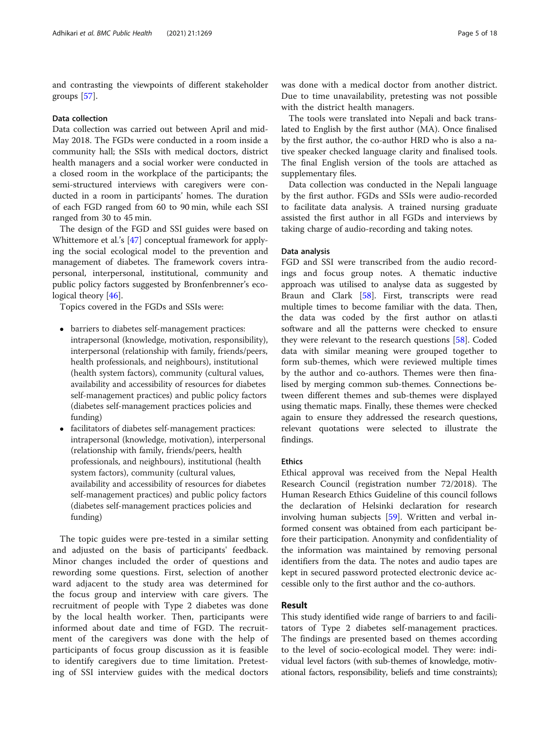and contrasting the viewpoints of different stakeholder groups [57].

### Data collection

Data collection was carried out between April and mid-May 2018. The FGDs were conducted in a room inside a community hall; the SSIs with medical doctors, district health managers and a social worker were conducted in a closed room in the workplace of the participants; the semi-structured interviews with caregivers were conducted in a room in participants' homes. The duration of each FGD ranged from 60 to 90 min, while each SSI ranged from 30 to 45 min.

The design of the FGD and SSI guides were based on Whittemore et al.'s [47] conceptual framework for applying the social ecological model to the prevention and management of diabetes. The framework covers intrapersonal, interpersonal, institutional, community and public policy factors suggested by Bronfenbrenner's ecological theory [46].

Topics covered in the FGDs and SSIs were:

- barriers to diabetes self-management practices: intrapersonal (knowledge, motivation, responsibility), interpersonal (relationship with family, friends/peers, health professionals, and neighbours), institutional (health system factors), community (cultural values, availability and accessibility of resources for diabetes self-management practices) and public policy factors (diabetes self-management practices policies and funding)
- facilitators of diabetes self-management practices: intrapersonal (knowledge, motivation), interpersonal (relationship with family, friends/peers, health professionals, and neighbours), institutional (health system factors), community (cultural values, availability and accessibility of resources for diabetes self-management practices) and public policy factors (diabetes self-management practices policies and funding)

The topic guides were pre-tested in a similar setting and adjusted on the basis of participants' feedback. Minor changes included the order of questions and rewording some questions. First, selection of another ward adjacent to the study area was determined for the focus group and interview with care givers. The recruitment of people with Type 2 diabetes was done by the local health worker. Then, participants were informed about date and time of FGD. The recruitment of the caregivers was done with the help of participants of focus group discussion as it is feasible to identify caregivers due to time limitation. Pretesting of SSI interview guides with the medical doctors was done with a medical doctor from another district. Due to time unavailability, pretesting was not possible with the district health managers.

The tools were translated into Nepali and back translated to English by the first author (MA). Once finalised by the first author, the co-author HRD who is also a native speaker checked language clarity and finalised tools. The final English version of the tools are attached as supplementary files.

Data collection was conducted in the Nepali language by the first author. FGDs and SSIs were audio-recorded to facilitate data analysis. A trained nursing graduate assisted the first author in all FGDs and interviews by taking charge of audio-recording and taking notes.

### Data analysis

FGD and SSI were transcribed from the audio recordings and focus group notes. A thematic inductive approach was utilised to analyse data as suggested by Braun and Clark [58]. First, transcripts were read multiple times to become familiar with the data. Then, the data was coded by the first author on atlas.ti software and all the patterns were checked to ensure they were relevant to the research questions [58]. Coded data with similar meaning were grouped together to form sub-themes, which were reviewed multiple times by the author and co-authors. Themes were then finalised by merging common sub-themes. Connections between different themes and sub-themes were displayed using thematic maps. Finally, these themes were checked again to ensure they addressed the research questions, relevant quotations were selected to illustrate the findings.

### Ethics

Ethical approval was received from the Nepal Health Research Council (registration number 72/2018). The Human Research Ethics Guideline of this council follows the declaration of Helsinki declaration for research involving human subjects [59]. Written and verbal informed consent was obtained from each participant before their participation. Anonymity and confidentiality of the information was maintained by removing personal identifiers from the data. The notes and audio tapes are kept in secured password protected electronic device accessible only to the first author and the co-authors.

## Result

This study identified wide range of barriers to and facilitators of Type 2 diabetes self-management practices. The findings are presented based on themes according to the level of socio-ecological model. They were: individual level factors (with sub-themes of knowledge, motivational factors, responsibility, beliefs and time constraints);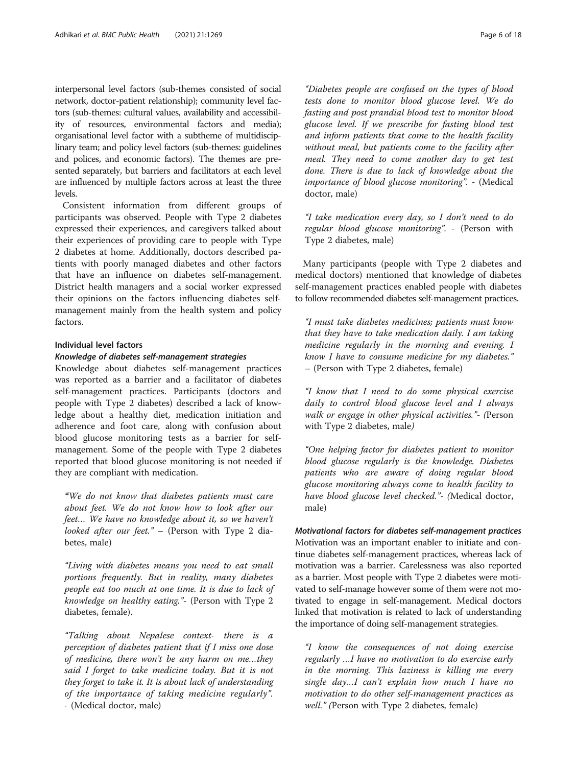interpersonal level factors (sub-themes consisted of social network, doctor-patient relationship); community level factors (sub-themes: cultural values, availability and accessibility of resources, environmental factors and media); organisational level factor with a subtheme of multidisciplinary team; and policy level factors (sub-themes: guidelines and polices, and economic factors). The themes are presented separately, but barriers and facilitators at each level are influenced by multiple factors across at least the three levels.

Consistent information from different groups of participants was observed. People with Type 2 diabetes expressed their experiences, and caregivers talked about their experiences of providing care to people with Type 2 diabetes at home. Additionally, doctors described patients with poorly managed diabetes and other factors that have an influence on diabetes self-management. District health managers and a social worker expressed their opinions on the factors influencing diabetes self-management mainly from the health system and policy factors.

### Individual level factors

#### *Knowledge of diabetes self-management strategies*

Knowledge about diabetes self-management practices was reported as a barrier and a facilitator of diabetes self-management practices. Participants (doctors and people with Type 2 diabetes) described a lack of knowledge about a healthy diet, medication initiation and adherence and foot care, along with confusion about blood glucose monitoring tests as a barrier for self-management. Some of the people with Type 2 diabetes reported that blood glucose monitoring is not needed if they are compliant with medication.

> *"We do not know that diabetes patients must care about feet. We do not know how to look after our feet… We have no knowledge about it, so we haven't looked after our feet."* – (Person with Type 2 diabetes, male)

> *"Living with diabetes means you need to eat small portions frequently. But in reality, many diabetes people eat too much at one time. It is due to lack of knowledge on healthy eating."*- (Person with Type 2 diabetes, female).

> *"Talking about Nepalese context- there is a perception of diabetes patient that if I miss one dose of medicine, there won't be any harm on me…they said I forget to take medicine today. But it is not they forget to take it. It is about lack of understanding of the importance of taking medicine regularly".* - (Medical doctor, male)

> *"Diabetes people are confused on the types of blood tests done to monitor blood glucose level. We do fasting and post prandial blood test to monitor blood glucose level. If we prescribe for fasting blood test and inform patients that come to the health facility without meal, but patients come to the facility after meal. They need to come another day to get test done. There is due to lack of knowledge about the importance of blood glucose monitoring".* - (Medical doctor, male)

> *"I take medication every day, so I don't need to do regular blood glucose monitoring".* - (Person with Type 2 diabetes, male)

Many participants (people with Type 2 diabetes and medical doctors) mentioned that knowledge of diabetes self-management practices enabled people with diabetes to follow recommended diabetes self-management practices.

> *"I must take diabetes medicines; patients must know that they have to take medication daily. I am taking medicine regularly in the morning and evening. I know I have to consume medicine for my diabetes."* – (Person with Type 2 diabetes, female)

> *"I know that I need to do some physical exercise daily to control blood glucose level and I always walk or engage in other physical activities."*- (Person with Type 2 diabetes, male)

> *"One helping factor for diabetes patient to monitor blood glucose regularly is the knowledge. Diabetes patients who are aware of doing regular blood glucose monitoring always come to health facility to have blood glucose level checked."*- (Medical doctor, male)

#### *Motivational factors for diabetes self-management practices*

Motivation was an important enabler to initiate and continue diabetes self-management practices, whereas lack of motivation was a barrier. Carelessness was also reported as a barrier. Most people with Type 2 diabetes were motivated to self-manage however some of them were not motivated to engage in self-management. Medical doctors linked that motivation is related to lack of understanding the importance of doing self-management strategies.

> *"I know the consequences of not doing exercise regularly …I have no motivation to do exercise early in the morning. This laziness is killing me every single day…I can't explain how much I have no motivation to do other self-management practices as well."* (Person with Type 2 diabetes, female)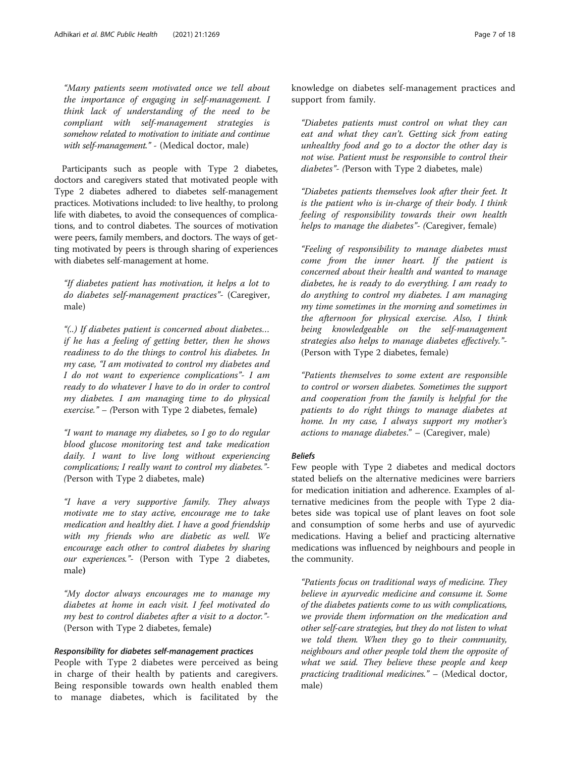*"Many patients seem motivated once we tell about the importance of engaging in self-management. I think lack of understanding of the need to be compliant with self-management strategies is somehow related to motivation to initiate and continue with self-management."* - (Medical doctor, male)

Participants such as people with Type 2 diabetes, doctors and caregivers stated that motivated people with Type 2 diabetes adhered to diabetes self-management practices. Motivations included: to live healthy, to prolong life with diabetes, to avoid the consequences of complications, and to control diabetes. The sources of motivation were peers, family members, and doctors. The ways of getting motivated by peers is through sharing of experiences with diabetes self-management at home.

*"If diabetes patient has motivation, it helps a lot to do diabetes self-management practices"*- (Caregiver, male)

*"(..) If diabetes patient is concerned about diabetes… if he has a feeling of getting better, then he shows readiness to do the things to control his diabetes. In my case, "I am motivated to control my diabetes and I do not want to experience complications"- I am ready to do whatever I have to do in order to control my diabetes. I am managing time to do physical exercise."* – (Person with Type 2 diabetes, female)

*"I want to manage my diabetes, so I go to do regular blood glucose monitoring test and take medication daily. I want to live long without experiencing complications; I really want to control my diabetes."*- (Person with Type 2 diabetes, male)

*"I have a very supportive family. They always motivate me to stay active, encourage me to take medication and healthy diet. I have a good friendship with my friends who are diabetic as well. We encourage each other to control diabetes by sharing our experiences."*- (Person with Type 2 diabetes, male)

*"My doctor always encourages me to manage my diabetes at home in each visit. I feel motivated do my best to control diabetes after a visit to a doctor."*- (Person with Type 2 diabetes, female)

#### Responsibility for diabetes self-management practices

People with Type 2 diabetes were perceived as being in charge of their health by patients and caregivers. Being responsible towards own health enabled them to manage diabetes, which is facilitated by the knowledge on diabetes self-management practices and support from family.

*"Diabetes patients must control on what they can eat and what they can't. Getting sick from eating unhealthy food and go to a doctor the other day is not wise. Patient must be responsible to control their diabetes"*- (Person with Type 2 diabetes, male)

*"Diabetes patients themselves look after their feet. It is the patient who is in-charge of their body. I think feeling of responsibility towards their own health helps to manage the diabetes"*- (Caregiver, female)

*"Feeling of responsibility to manage diabetes must come from the inner heart. If the patient is concerned about their health and wanted to manage diabetes, he is ready to do everything. I am ready to do anything to control my diabetes. I am managing my time sometimes in the morning and sometimes in the afternoon for physical exercise. Also, I think being knowledgeable on the self-management strategies also helps to manage diabetes effectively."*- (Person with Type 2 diabetes, female)

*"Patients themselves to some extent are responsible to control or worsen diabetes. Sometimes the support and cooperation from the family is helpful for the patients to do right things to manage diabetes at home. In my case, I always support my mother's actions to manage diabetes."* – (Caregiver, male)

#### Beliefs

Few people with Type 2 diabetes and medical doctors stated beliefs on the alternative medicines were barriers for medication initiation and adherence. Examples of alternative medicines from the people with Type 2 diabetes side was topical use of plant leaves on foot sole and consumption of some herbs and use of ayurvedic medications. Having a belief and practicing alternative medications was influenced by neighbours and people in the community.

*"Patients focus on traditional ways of medicine. They believe in ayurvedic medicine and consume it. Some of the diabetes patients come to us with complications, we provide them information on the medication and other self-care strategies, but they do not listen to what we told them. When they go to their community, neighbours and other people told them the opposite of what we said. They believe these people and keep practicing traditional medicines."* – (Medical doctor, male)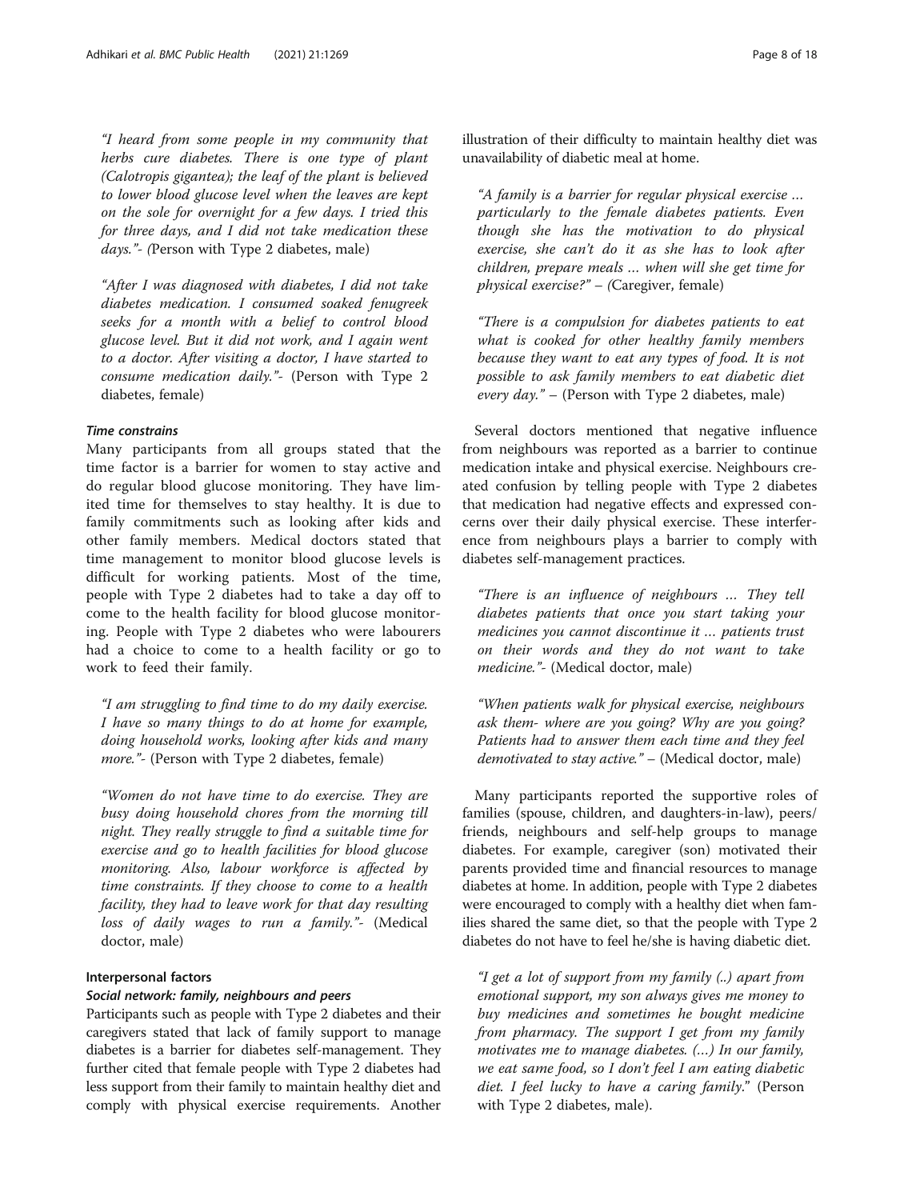*"I heard from some people in my community that herbs cure diabetes. There is one type of plant (Calotropis gigantea); the leaf of the plant is believed to lower blood glucose level when the leaves are kept on the sole for overnight for a few days. I tried this for three days, and I did not take medication these days."- (*Person with Type 2 diabetes, male)

*"After I was diagnosed with diabetes, I did not take diabetes medication. I consumed soaked fenugreek seeks for a month with a belief to control blood glucose level. But it did not work, and I again went to a doctor. After visiting a doctor, I have started to consume medication daily."*- (Person with Type 2 diabetes, female)

#### *Time constrains*

Many participants from all groups stated that the time factor is a barrier for women to stay active and do regular blood glucose monitoring. They have limited time for themselves to stay healthy. It is due to family commitments such as looking after kids and other family members. Medical doctors stated that time management to monitor blood glucose levels is difficult for working patients. Most of the time, people with Type 2 diabetes had to take a day off to come to the health facility for blood glucose monitoring. People with Type 2 diabetes who were labourers had a choice to come to a health facility or go to work to feed their family.

*"I am struggling to find time to do my daily exercise. I have so many things to do at home for example, doing household works, looking after kids and many more."*- (Person with Type 2 diabetes, female)

*"Women do not have time to do exercise. They are busy doing household chores from the morning till night. They really struggle to find a suitable time for exercise and go to health facilities for blood glucose monitoring. Also, labour workforce is affected by time constraints. If they choose to come to a health facility, they had to leave work for that day resulting loss of daily wages to run a family."*- (Medical doctor, male)

### Interpersonal factors

#### *Social network: family, neighbours and peers*

Participants such as people with Type 2 diabetes and their caregivers stated that lack of family support to manage diabetes is a barrier for diabetes self-management. They further cited that female people with Type 2 diabetes had less support from their family to maintain healthy diet and comply with physical exercise requirements. Another illustration of their difficulty to maintain healthy diet was unavailability of diabetic meal at home.

*"A family is a barrier for regular physical exercise … particularly to the female diabetes patients. Even though she has the motivation to do physical exercise, she can't do it as she has to look after children, prepare meals … when will she get time for physical exercise?"* – *(*Caregiver, female)

*"There is a compulsion for diabetes patients to eat what is cooked for other healthy family members because they want to eat any types of food. It is not possible to ask family members to eat diabetic diet every day."* – (Person with Type 2 diabetes, male)

Several doctors mentioned that negative influence from neighbours was reported as a barrier to continue medication intake and physical exercise. Neighbours created confusion by telling people with Type 2 diabetes that medication had negative effects and expressed concerns over their daily physical exercise. These interference from neighbours plays a barrier to comply with diabetes self-management practices.

*"There is an influence of neighbours … They tell diabetes patients that once you start taking your medicines you cannot discontinue it … patients trust on their words and they do not want to take medicine."*- (Medical doctor, male)

*"When patients walk for physical exercise, neighbours ask them- where are you going? Why are you going? Patients had to answer them each time and they feel demotivated to stay active."* – (Medical doctor, male)

Many participants reported the supportive roles of families (spouse, children, and daughters-in-law), peers/friends, neighbours and self-help groups to manage diabetes. For example, caregiver (son) motivated their parents provided time and financial resources to manage diabetes at home. In addition, people with Type 2 diabetes were encouraged to comply with a healthy diet when families shared the same diet, so that the people with Type 2 diabetes do not have to feel he/she is having diabetic diet.

*"I get a lot of support from my family (..) apart from emotional support, my son always gives me money to buy medicines and sometimes he bought medicine from pharmacy. The support I get from my family motivates me to manage diabetes. (…) In our family, we eat same food, so I don't feel I am eating diabetic diet. I feel lucky to have a caring family."* (Person with Type 2 diabetes, male).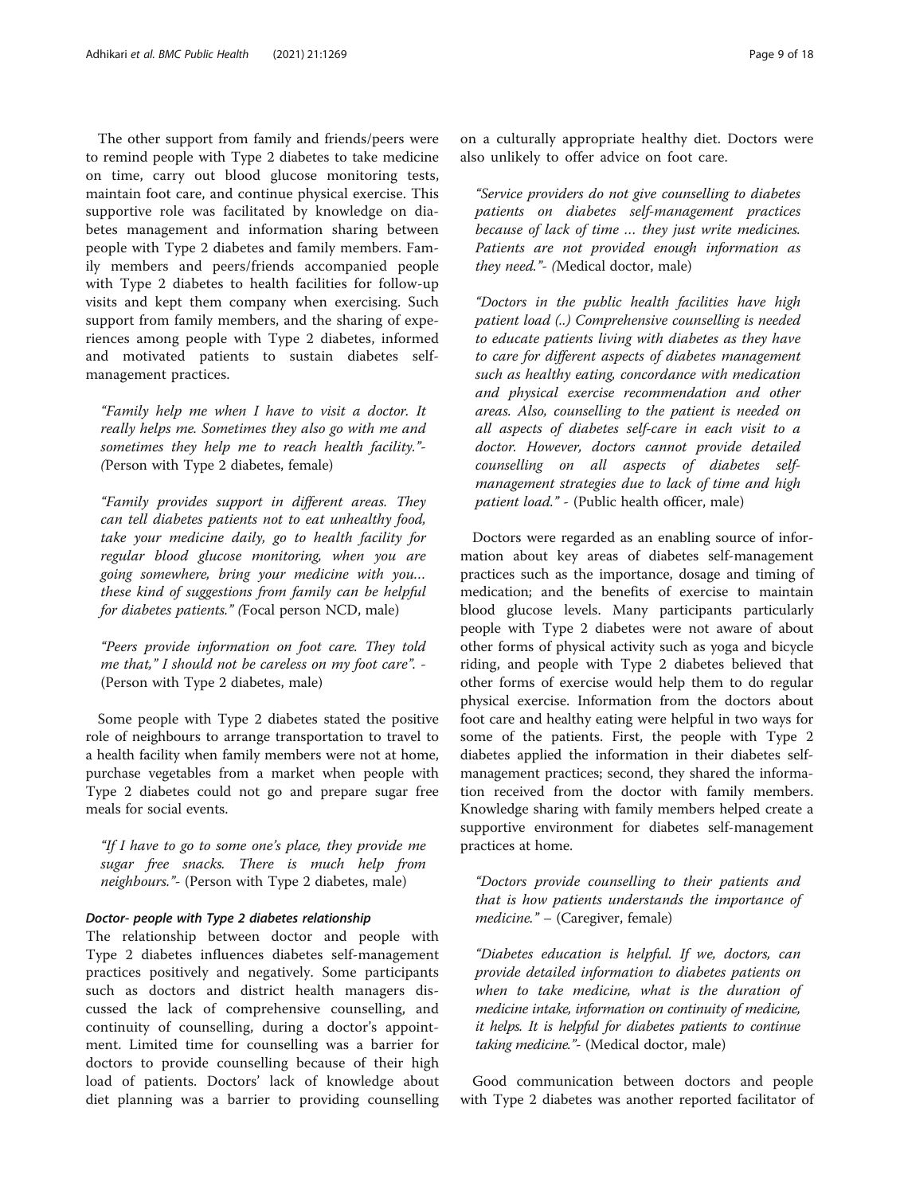The other support from family and friends/peers were to remind people with Type 2 diabetes to take medicine on time, carry out blood glucose monitoring tests, maintain foot care, and continue physical exercise. This supportive role was facilitated by knowledge on diabetes management and information sharing between people with Type 2 diabetes and family members. Family members and peers/friends accompanied people with Type 2 diabetes to health facilities for follow-up visits and kept them company when exercising. Such support from family members, and the sharing of experiences among people with Type 2 diabetes, informed and motivated patients to sustain diabetes self-management practices.

> *"Family help me when I have to visit a doctor. It really helps me. Sometimes they also go with me and sometimes they help me to reach health facility."- (*Person with Type 2 diabetes, female)

> *"Family provides support in different areas. They can tell diabetes patients not to eat unhealthy food, take your medicine daily, go to health facility for regular blood glucose monitoring, when you are going somewhere, bring your medicine with you… these kind of suggestions from family can be helpful for diabetes patients." (*Focal person NCD, male)

> *"Peers provide information on foot care. They told me that," I should not be careless on my foot care".* - (Person with Type 2 diabetes, male)

Some people with Type 2 diabetes stated the positive role of neighbours to arrange transportation to travel to a health facility when family members were not at home, purchase vegetables from a market when people with Type 2 diabetes could not go and prepare sugar free meals for social events.

> *"If I have to go to some one's place, they provide me sugar free snacks. There is much help from neighbours."*- (Person with Type 2 diabetes, male)

#### Doctor- people with Type 2 diabetes relationship

The relationship between doctor and people with Type 2 diabetes influences diabetes self-management practices positively and negatively. Some participants such as doctors and district health managers discussed the lack of comprehensive counselling, and continuity of counselling, during a doctor's appointment. Limited time for counselling was a barrier for doctors to provide counselling because of their high load of patients. Doctors' lack of knowledge about diet planning was a barrier to providing counselling on a culturally appropriate healthy diet. Doctors were also unlikely to offer advice on foot care.

> *"Service providers do not give counselling to diabetes patients on diabetes self-management practices because of lack of time … they just write medicines. Patients are not provided enough information as they need."- (*Medical doctor, male)

> *"Doctors in the public health facilities have high patient load (..) Comprehensive counselling is needed to educate patients living with diabetes as they have to care for different aspects of diabetes management such as healthy eating, concordance with medication and physical exercise recommendation and other areas. Also, counselling to the patient is needed on all aspects of diabetes self-care in each visit to a doctor. However, doctors cannot provide detailed counselling on all aspects of diabetes self-management strategies due to lack of time and high patient load."* - (Public health officer, male)

Doctors were regarded as an enabling source of information about key areas of diabetes self-management practices such as the importance, dosage and timing of medication; and the benefits of exercise to maintain blood glucose levels. Many participants particularly people with Type 2 diabetes were not aware of about other forms of physical activity such as yoga and bicycle riding, and people with Type 2 diabetes believed that other forms of exercise would help them to do regular physical exercise. Information from the doctors about foot care and healthy eating were helpful in two ways for some of the patients. First, the people with Type 2 diabetes applied the information in their diabetes self-management practices; second, they shared the information received from the doctor with family members. Knowledge sharing with family members helped create a supportive environment for diabetes self-management practices at home.

> *"Doctors provide counselling to their patients and that is how patients understands the importance of medicine."* – (Caregiver, female)

> *"Diabetes education is helpful. If we, doctors, can provide detailed information to diabetes patients on when to take medicine, what is the duration of medicine intake, information on continuity of medicine, it helps. It is helpful for diabetes patients to continue taking medicine."*- (Medical doctor, male)

Good communication between doctors and people with Type 2 diabetes was another reported facilitator of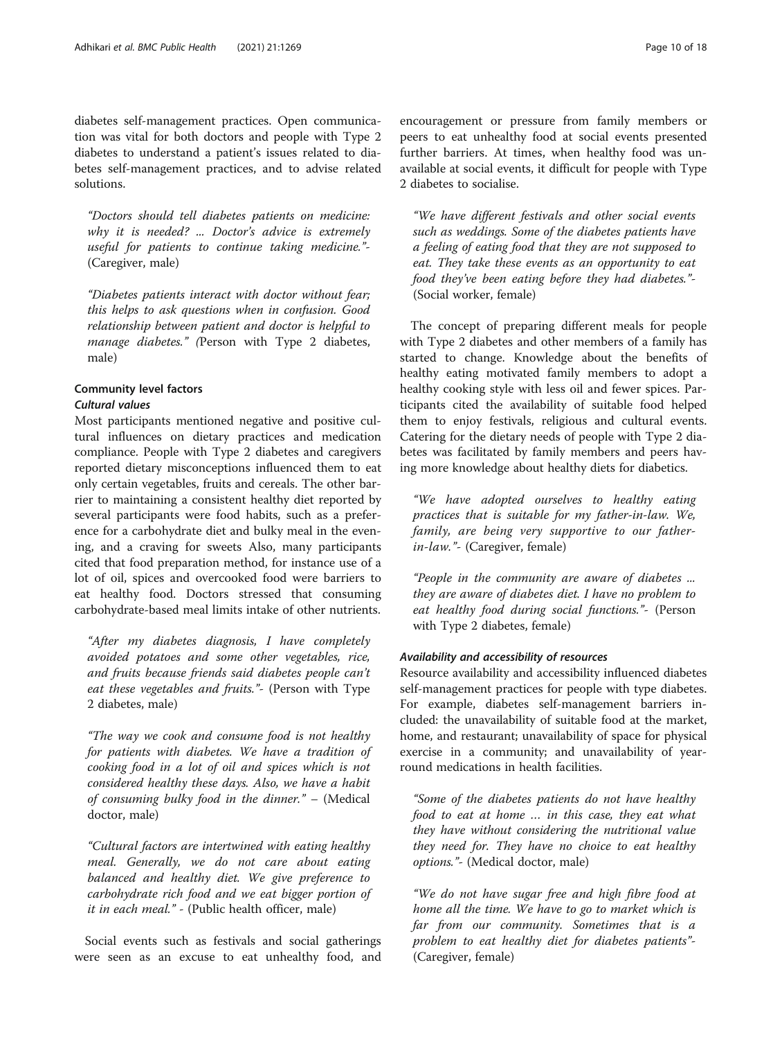diabetes self-management practices. Open communication was vital for both doctors and people with Type 2 diabetes to understand a patient's issues related to diabetes self-management practices, and to advise related solutions.

> *"Doctors should tell diabetes patients on medicine: why it is needed? ... Doctor's advice is extremely useful for patients to continue taking medicine."*- (Caregiver, male)

> *"Diabetes patients interact with doctor without fear; this helps to ask questions when in confusion. Good relationship between patient and doctor is helpful to manage diabetes." (*Person with Type 2 diabetes, male)

### Community level factors

#### *Cultural values*

Most participants mentioned negative and positive cultural influences on dietary practices and medication compliance. People with Type 2 diabetes and caregivers reported dietary misconceptions influenced them to eat only certain vegetables, fruits and cereals. The other barrier to maintaining a consistent healthy diet reported by several participants were food habits, such as a preference for a carbohydrate diet and bulky meal in the evening, and a craving for sweets Also, many participants cited that food preparation method, for instance use of a lot of oil, spices and overcooked food were barriers to eat healthy food. Doctors stressed that consuming carbohydrate-based meal limits intake of other nutrients.

> *"After my diabetes diagnosis, I have completely avoided potatoes and some other vegetables, rice, and fruits because friends said diabetes people can't eat these vegetables and fruits."*- (Person with Type 2 diabetes, male)

> *"The way we cook and consume food is not healthy for patients with diabetes. We have a tradition of cooking food in a lot of oil and spices which is not considered healthy these days. Also, we have a habit of consuming bulky food in the dinner."* – (Medical doctor, male)

> *"Cultural factors are intertwined with eating healthy meal. Generally, we do not care about eating balanced and healthy diet. We give preference to carbohydrate rich food and we eat bigger portion of it in each meal."* - (Public health officer, male)

Social events such as festivals and social gatherings were seen as an excuse to eat unhealthy food, and encouragement or pressure from family members or peers to eat unhealthy food at social events presented further barriers. At times, when healthy food was unavailable at social events, it difficult for people with Type 2 diabetes to socialise.

> *"We have different festivals and other social events such as weddings. Some of the diabetes patients have a feeling of eating food that they are not supposed to eat. They take these events as an opportunity to eat food they've been eating before they had diabetes."*- (Social worker, female)

The concept of preparing different meals for people with Type 2 diabetes and other members of a family has started to change. Knowledge about the benefits of healthy eating motivated family members to adopt a healthy cooking style with less oil and fewer spices. Participants cited the availability of suitable food helped them to enjoy festivals, religious and cultural events. Catering for the dietary needs of people with Type 2 diabetes was facilitated by family members and peers having more knowledge about healthy diets for diabetics.

> *"We have adopted ourselves to healthy eating practices that is suitable for my father-in-law. We, family, are being very supportive to our father-in-law."*- (Caregiver, female)

> *"People in the community are aware of diabetes ... they are aware of diabetes diet. I have no problem to eat healthy food during social functions."*- (Person with Type 2 diabetes, female)

#### *Availability and accessibility of resources*

Resource availability and accessibility influenced diabetes self-management practices for people with type diabetes. For example, diabetes self-management barriers included: the unavailability of suitable food at the market, home, and restaurant; unavailability of space for physical exercise in a community; and unavailability of year-round medications in health facilities.

> *"Some of the diabetes patients do not have healthy food to eat at home … in this case, they eat what they have without considering the nutritional value they need for. They have no choice to eat healthy options."*- (Medical doctor, male)

> *"We do not have sugar free and high fibre food at home all the time. We have to go to market which is far from our community. Sometimes that is a problem to eat healthy diet for diabetes patients"*- (Caregiver, female)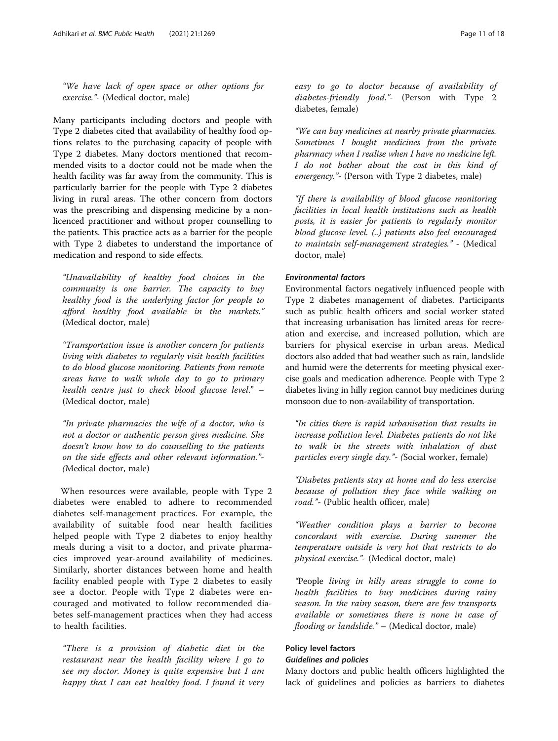"We have lack of open space or other options for exercise."- (Medical doctor, male)

Many participants including doctors and people with Type 2 diabetes cited that availability of healthy food options relates to the purchasing capacity of people with Type 2 diabetes. Many doctors mentioned that recommended visits to a doctor could not be made when the health facility was far away from the community. This is particularly barrier for the people with Type 2 diabetes living in rural areas. The other concern from doctors was the prescribing and dispensing medicine by a non-licenced practitioner and without proper counselling to the patients. This practice acts as a barrier for the people with Type 2 diabetes to understand the importance of medication and respond to side effects.

> "Unavailability of healthy food choices in the community is one barrier. The capacity to buy healthy food is the underlying factor for people to afford healthy food available in the markets." (Medical doctor, male)

> "Transportation issue is another concern for patients living with diabetes to regularly visit health facilities to do blood glucose monitoring. Patients from remote areas have to walk whole day to go to primary health centre just to check blood glucose level." – (Medical doctor, male)

> "In private pharmacies the wife of a doctor, who is not a doctor or authentic person gives medicine. She doesn't know how to do counselling to the patients on the side effects and other relevant information."- (Medical doctor, male)

When resources were available, people with Type 2 diabetes were enabled to adhere to recommended diabetes self-management practices. For example, the availability of suitable food near health facilities helped people with Type 2 diabetes to enjoy healthy meals during a visit to a doctor, and private pharmacies improved year-around availability of medicines. Similarly, shorter distances between home and health facility enabled people with Type 2 diabetes to easily see a doctor. People with Type 2 diabetes were encouraged and motivated to follow recommended diabetes self-management practices when they had access to health facilities.

> "There is a provision of diabetic diet in the restaurant near the health facility where I go to see my doctor. Money is quite expensive but I am happy that I can eat healthy food. I found it very easy to go to doctor because of availability of diabetes-friendly food."- (Person with Type 2 diabetes, female)

> "We can buy medicines at nearby private pharmacies. Sometimes I bought medicines from the private pharmacy when I realise when I have no medicine left. I do not bother about the cost in this kind of emergency."- (Person with Type 2 diabetes, male)

> "If there is availability of blood glucose monitoring facilities in local health institutions such as health posts, it is easier for patients to regularly monitor blood glucose level. (..) patients also feel encouraged to maintain self-management strategies." - (Medical doctor, male)

#### *Environmental factors*

Environmental factors negatively influenced people with Type 2 diabetes management of diabetes. Participants such as public health officers and social worker stated that increasing urbanisation has limited areas for recreation and exercise, and increased pollution, which are barriers for physical exercise in urban areas. Medical doctors also added that bad weather such as rain, landslide and humid were the deterrents for meeting physical exercise goals and medication adherence. People with Type 2 diabetes living in hilly region cannot buy medicines during monsoon due to non-availability of transportation.

> "In cities there is rapid urbanisation that results in increase pollution level. Diabetes patients do not like to walk in the streets with inhalation of dust particles every single day."- (Social worker, female)

> "Diabetes patients stay at home and do less exercise because of pollution they face while walking on road."- (Public health officer, male)

> "Weather condition plays a barrier to become concordant with exercise. During summer the temperature outside is very hot that restricts to do physical exercise."- (Medical doctor, male)

> "People living in hilly areas struggle to come to health facilities to buy medicines during rainy season. In the rainy season, there are few transports available or sometimes there is none in case of flooding or landslide." – (Medical doctor, male)

### Policy level factors

#### *Guidelines and policies*

Many doctors and public health officers highlighted the lack of guidelines and policies as barriers to diabetes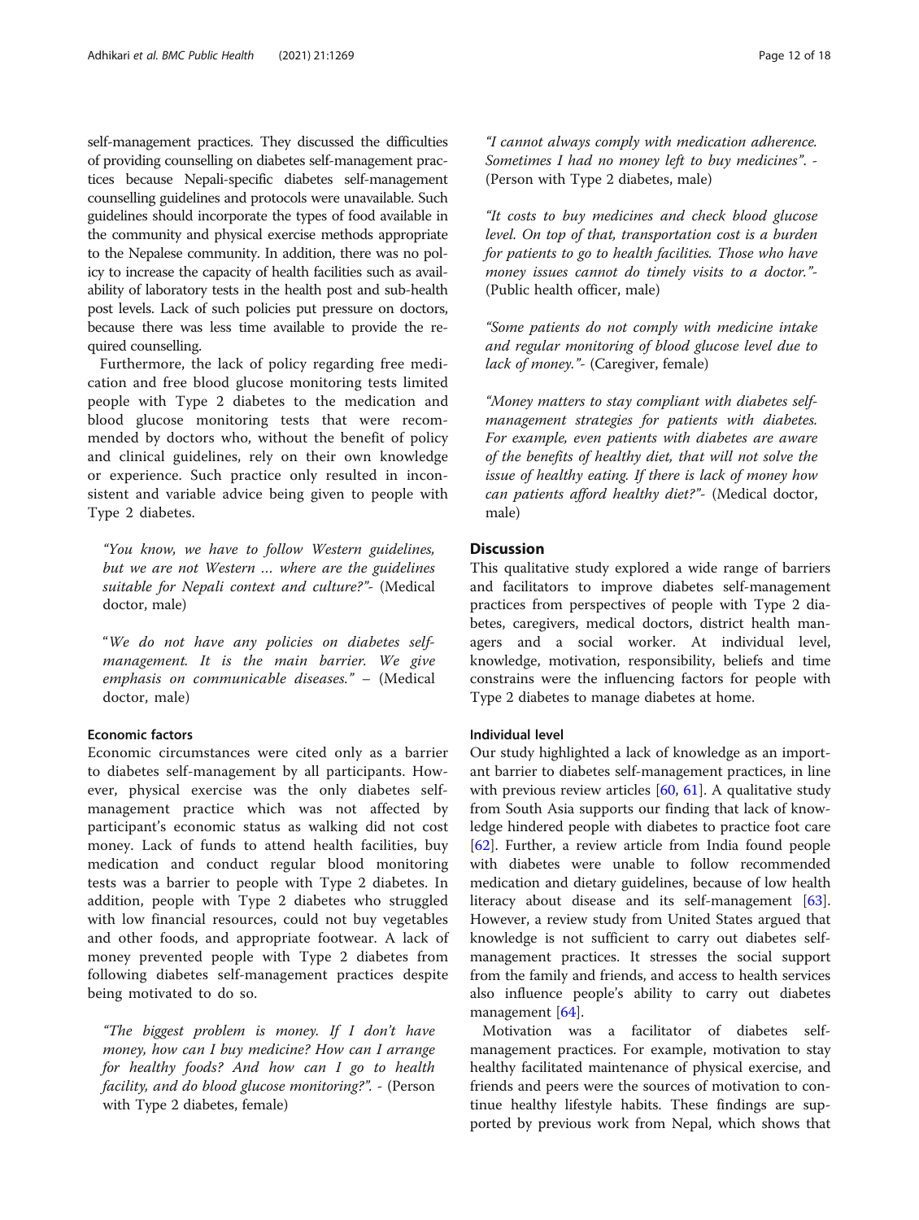self-management practices. They discussed the difficulties of providing counselling on diabetes self-management practices because Nepali-specific diabetes self-management counselling guidelines and protocols were unavailable. Such guidelines should incorporate the types of food available in the community and physical exercise methods appropriate to the Nepalese community. In addition, there was no policy to increase the capacity of health facilities such as availability of laboratory tests in the health post and sub-health post levels. Lack of such policies put pressure on doctors, because there was less time available to provide the required counselling.

Furthermore, the lack of policy regarding free medication and free blood glucose monitoring tests limited people with Type 2 diabetes to the medication and blood glucose monitoring tests that were recommended by doctors who, without the benefit of policy and clinical guidelines, rely on their own knowledge or experience. Such practice only resulted in inconsistent and variable advice being given to people with Type 2 diabetes.

> *"You know, we have to follow Western guidelines, but we are not Western … where are the guidelines suitable for Nepali context and culture?"*- (Medical doctor, male)

> *"We do not have any policies on diabetes self-management. It is the main barrier. We give emphasis on communicable diseases."* – (Medical doctor, male)

#### Economic factors

Economic circumstances were cited only as a barrier to diabetes self-management by all participants. However, physical exercise was the only diabetes self-management practice which was not affected by participant's economic status as walking did not cost money. Lack of funds to attend health facilities, buy medication and conduct regular blood monitoring tests was a barrier to people with Type 2 diabetes. In addition, people with Type 2 diabetes who struggled with low financial resources, could not buy vegetables and other foods, and appropriate footwear. A lack of money prevented people with Type 2 diabetes from following diabetes self-management practices despite being motivated to do so.

> *"The biggest problem is money. If I don't have money, how can I buy medicine? How can I arrange for healthy foods? And how can I go to health facility, and do blood glucose monitoring?"*. - (Person with Type 2 diabetes, female)

> *"I cannot always comply with medication adherence. Sometimes I had no money left to buy medicines"*. - (Person with Type 2 diabetes, male)

> *"It costs to buy medicines and check blood glucose level. On top of that, transportation cost is a burden for patients to go to health facilities. Those who have money issues cannot do timely visits to a doctor."*- (Public health officer, male)

> *"Some patients do not comply with medicine intake and regular monitoring of blood glucose level due to lack of money."*- (Caregiver, female)

> *"Money matters to stay compliant with diabetes self-management strategies for patients with diabetes. For example, even patients with diabetes are aware of the benefits of healthy diet, that will not solve the issue of healthy eating. If there is lack of money how can patients afford healthy diet?"*- (Medical doctor, male)

## Discussion

This qualitative study explored a wide range of barriers and facilitators to improve diabetes self-management practices from perspectives of people with Type 2 diabetes, caregivers, medical doctors, district health managers and a social worker. At individual level, knowledge, motivation, responsibility, beliefs and time constrains were the influencing factors for people with Type 2 diabetes to manage diabetes at home.

### Individual level

Our study highlighted a lack of knowledge as an important barrier to diabetes self-management practices, in line with previous review articles [60, 61]. A qualitative study from South Asia supports our finding that lack of knowledge hindered people with diabetes to practice foot care [62]. Further, a review article from India found people with diabetes were unable to follow recommended medication and dietary guidelines, because of low health literacy about disease and its self-management [63]. However, a review study from United States argued that knowledge is not sufficient to carry out diabetes self-management practices. It stresses the social support from the family and friends, and access to health services also influence people's ability to carry out diabetes management [64].

Motivation was a facilitator of diabetes self-management practices. For example, motivation to stay healthy facilitated maintenance of physical exercise, and friends and peers were the sources of motivation to continue healthy lifestyle habits. These findings are supported by previous work from Nepal, which shows that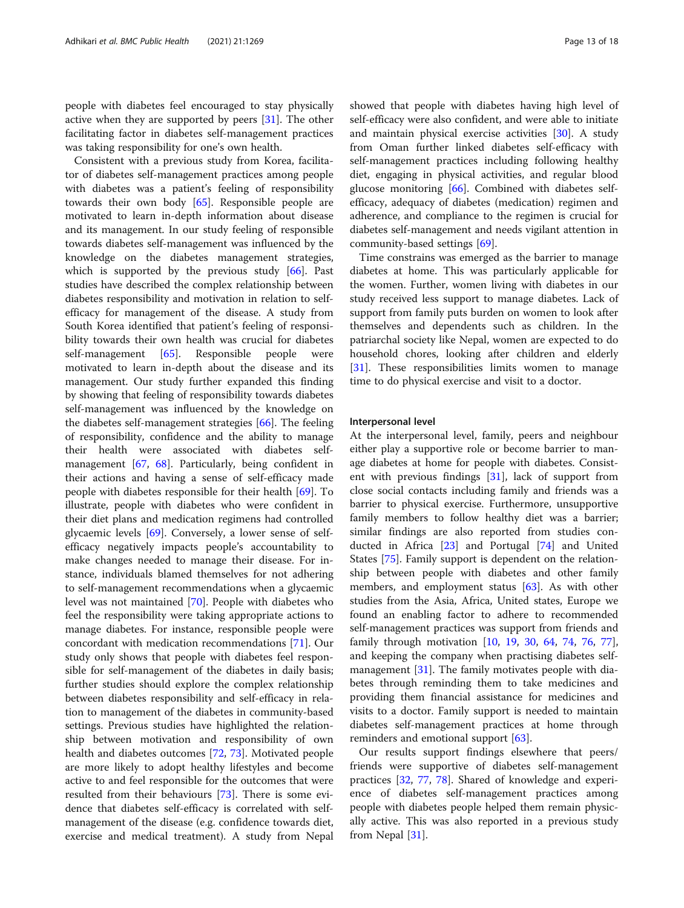people with diabetes feel encouraged to stay physically active when they are supported by peers [31]. The other facilitating factor in diabetes self-management practices was taking responsibility for one's own health.

Consistent with a previous study from Korea, facilitator of diabetes self-management practices among people with diabetes was a patient's feeling of responsibility towards their own body [65]. Responsible people are motivated to learn in-depth information about disease and its management. In our study feeling of responsible towards diabetes self-management was influenced by the knowledge on the diabetes management strategies, which is supported by the previous study [66]. Past studies have described the complex relationship between diabetes responsibility and motivation in relation to self-efficacy for management of the disease. A study from South Korea identified that patient's feeling of responsibility towards their own health was crucial for diabetes self-management [65]. Responsible people were motivated to learn in-depth about the disease and its management. Our study further expanded this finding by showing that feeling of responsibility towards diabetes self-management was influenced by the knowledge on the diabetes self-management strategies [66]. The feeling of responsibility, confidence and the ability to manage their health were associated with diabetes self-management [67, 68]. Particularly, being confident in their actions and having a sense of self-efficacy made people with diabetes responsible for their health [69]. To illustrate, people with diabetes who were confident in their diet plans and medication regimens had controlled glycaemic levels [69]. Conversely, a lower sense of self-efficacy negatively impacts people's accountability to make changes needed to manage their disease. For instance, individuals blamed themselves for not adhering to self-management recommendations when a glycaemic level was not maintained [70]. People with diabetes who feel the responsibility were taking appropriate actions to manage diabetes. For instance, responsible people were concordant with medication recommendations [71]. Our study only shows that people with diabetes feel responsible for self-management of the diabetes in daily basis; further studies should explore the complex relationship between diabetes responsibility and self-efficacy in relation to management of the diabetes in community-based settings. Previous studies have highlighted the relationship between motivation and responsibility of own health and diabetes outcomes [72, 73]. Motivated people are more likely to adopt healthy lifestyles and become active to and feel responsible for the outcomes that were resulted from their behaviours [73]. There is some evidence that diabetes self-efficacy is correlated with self-management of the disease (e.g. confidence towards diet, exercise and medical treatment). A study from Nepal showed that people with diabetes having high level of self-efficacy were also confident, and were able to initiate and maintain physical exercise activities [30]. A study from Oman further linked diabetes self-efficacy with self-management practices including following healthy diet, engaging in physical activities, and regular blood glucose monitoring [66]. Combined with diabetes self-efficacy, adequacy of diabetes (medication) regimen and adherence, and compliance to the regimen is crucial for diabetes self-management and needs vigilant attention in community-based settings [69].

Time constrains was emerged as the barrier to manage diabetes at home. This was particularly applicable for the women. Further, women living with diabetes in our study received less support to manage diabetes. Lack of support from family puts burden on women to look after themselves and dependents such as children. In the patriarchal society like Nepal, women are expected to do household chores, looking after children and elderly [31]. These responsibilities limits women to manage time to do physical exercise and visit to a doctor.

#### Interpersonal level

At the interpersonal level, family, peers and neighbour either play a supportive role or become barrier to manage diabetes at home for people with diabetes. Consistent with previous findings [31], lack of support from close social contacts including family and friends was a barrier to physical exercise. Furthermore, unsupportive family members to follow healthy diet was a barrier; similar findings are also reported from studies conducted in Africa [23] and Portugal [74] and United States [75]. Family support is dependent on the relationship between people with diabetes and other family members, and employment status [63]. As with other studies from the Asia, Africa, United states, Europe we found an enabling factor to adhere to recommended self-management practices was support from friends and family through motivation [10, 19, 30, 64, 74, 76, 77], and keeping the company when practising diabetes self-management [31]. The family motivates people with diabetes through reminding them to take medicines and providing them financial assistance for medicines and visits to a doctor. Family support is needed to maintain diabetes self-management practices at home through reminders and emotional support [63].

Our results support findings elsewhere that peers/friends were supportive of diabetes self-management practices [32, 77, 78]. Shared of knowledge and experience of diabetes self-management practices among people with diabetes people helped them remain physically active. This was also reported in a previous study from Nepal [31].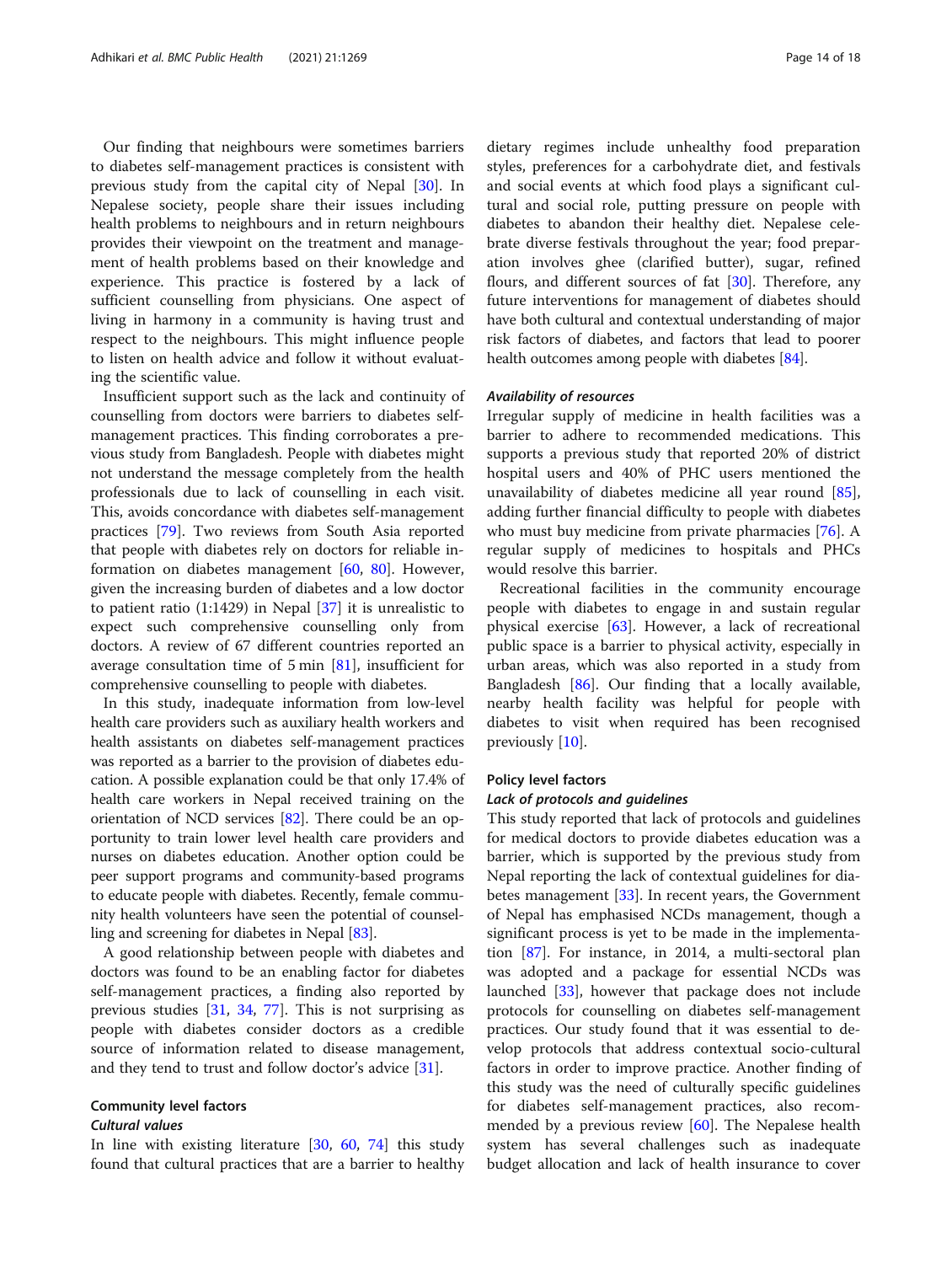Our finding that neighbours were sometimes barriers to diabetes self-management practices is consistent with previous study from the capital city of Nepal [30]. In Nepalese society, people share their issues including health problems to neighbours and in return neighbours provides their viewpoint on the treatment and management of health problems based on their knowledge and experience. This practice is fostered by a lack of sufficient counselling from physicians. One aspect of living in harmony in a community is having trust and respect to the neighbours. This might influence people to listen on health advice and follow it without evaluating the scientific value.

Insufficient support such as the lack and continuity of counselling from doctors were barriers to diabetes self-management practices. This finding corroborates a previous study from Bangladesh. People with diabetes might not understand the message completely from the health professionals due to lack of counselling in each visit. This, avoids concordance with diabetes self-management practices [79]. Two reviews from South Asia reported that people with diabetes rely on doctors for reliable information on diabetes management [60, 80]. However, given the increasing burden of diabetes and a low doctor to patient ratio (1:1429) in Nepal [37] it is unrealistic to expect such comprehensive counselling only from doctors. A review of 67 different countries reported an average consultation time of 5 min [81], insufficient for comprehensive counselling to people with diabetes.

In this study, inadequate information from low-level health care providers such as auxiliary health workers and health assistants on diabetes self-management practices was reported as a barrier to the provision of diabetes education. A possible explanation could be that only 17.4% of health care workers in Nepal received training on the orientation of NCD services [82]. There could be an opportunity to train lower level health care providers and nurses on diabetes education. Another option could be peer support programs and community-based programs to educate people with diabetes. Recently, female community health volunteers have seen the potential of counselling and screening for diabetes in Nepal [83].

A good relationship between people with diabetes and doctors was found to be an enabling factor for diabetes self-management practices, a finding also reported by previous studies [31, 34, 77]. This is not surprising as people with diabetes consider doctors as a credible source of information related to disease management, and they tend to trust and follow doctor's advice [31].

### Community level factors

#### *Cultural values*

In line with existing literature [30, 60, 74] this study found that cultural practices that are a barrier to healthy dietary regimes include unhealthy food preparation styles, preferences for a carbohydrate diet, and festivals and social events at which food plays a significant cultural and social role, putting pressure on people with diabetes to abandon their healthy diet. Nepalese celebrate diverse festivals throughout the year; food preparation involves ghee (clarified butter), sugar, refined flours, and different sources of fat [30]. Therefore, any future interventions for management of diabetes should have both cultural and contextual understanding of major risk factors of diabetes, and factors that lead to poorer health outcomes among people with diabetes [84].

#### *Availability of resources*

Irregular supply of medicine in health facilities was a barrier to adhere to recommended medications. This supports a previous study that reported 20% of district hospital users and 40% of PHC users mentioned the unavailability of diabetes medicine all year round [85], adding further financial difficulty to people with diabetes who must buy medicine from private pharmacies [76]. A regular supply of medicines to hospitals and PHCs would resolve this barrier.

Recreational facilities in the community encourage people with diabetes to engage in and sustain regular physical exercise [63]. However, a lack of recreational public space is a barrier to physical activity, especially in urban areas, which was also reported in a study from Bangladesh [86]. Our finding that a locally available, nearby health facility was helpful for people with diabetes to visit when required has been recognised previously [10].

### Policy level factors

#### *Lack of protocols and guidelines*

This study reported that lack of protocols and guidelines for medical doctors to provide diabetes education was a barrier, which is supported by the previous study from Nepal reporting the lack of contextual guidelines for diabetes management [33]. In recent years, the Government of Nepal has emphasised NCDs management, though a significant process is yet to be made in the implementation [87]. For instance, in 2014, a multi-sectoral plan was adopted and a package for essential NCDs was launched [33], however that package does not include protocols for counselling on diabetes self-management practices. Our study found that it was essential to develop protocols that address contextual socio-cultural factors in order to improve practice. Another finding of this study was the need of culturally specific guidelines for diabetes self-management practices, also recommended by a previous review [60]. The Nepalese health system has several challenges such as inadequate budget allocation and lack of health insurance to cover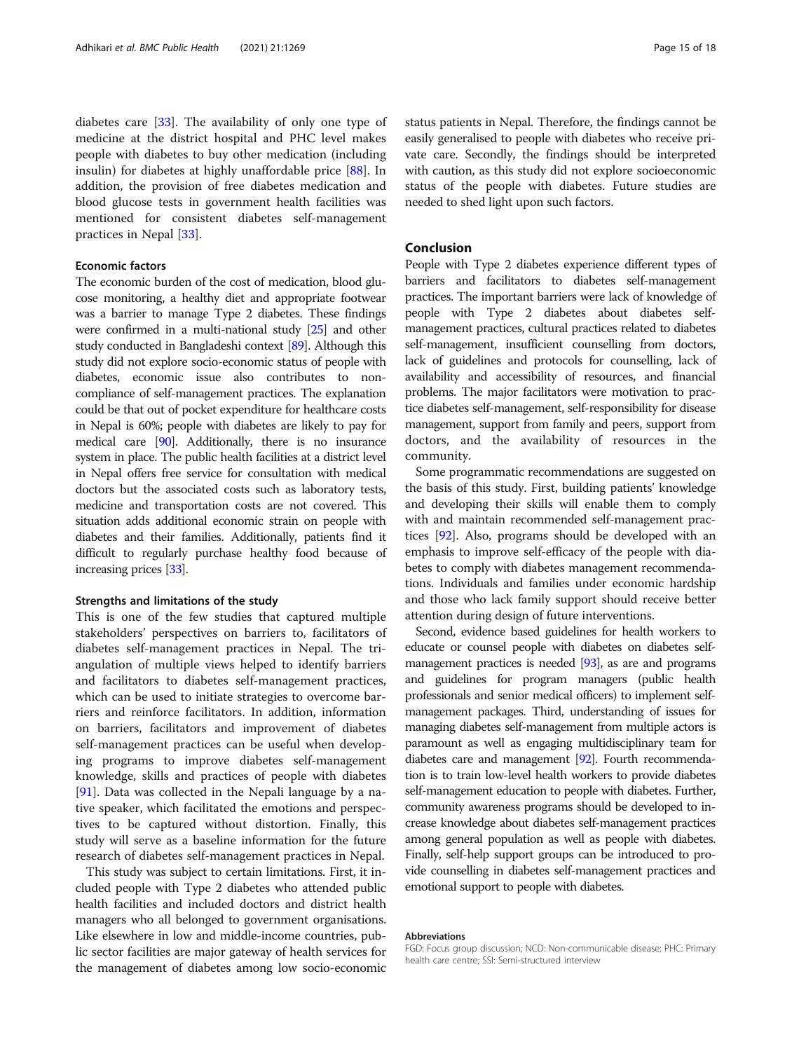diabetes care [33]. The availability of only one type of medicine at the district hospital and PHC level makes people with diabetes to buy other medication (including insulin) for diabetes at highly unaffordable price [88]. In addition, the provision of free diabetes medication and blood glucose tests in government health facilities was mentioned for consistent diabetes self-management practices in Nepal [33].

### Economic factors

The economic burden of the cost of medication, blood glucose monitoring, a healthy diet and appropriate footwear was a barrier to manage Type 2 diabetes. These findings were confirmed in a multi-national study [25] and other study conducted in Bangladeshi context [89]. Although this study did not explore socio-economic status of people with diabetes, economic issue also contributes to non-compliance of self-management practices. The explanation could be that out of pocket expenditure for healthcare costs in Nepal is 60%; people with diabetes are likely to pay for medical care [90]. Additionally, there is no insurance system in place. The public health facilities at a district level in Nepal offers free service for consultation with medical doctors but the associated costs such as laboratory tests, medicine and transportation costs are not covered. This situation adds additional economic strain on people with diabetes and their families. Additionally, patients find it difficult to regularly purchase healthy food because of increasing prices [33].

### Strengths and limitations of the study

This is one of the few studies that captured multiple stakeholders' perspectives on barriers to, facilitators of diabetes self-management practices in Nepal. The triangulation of multiple views helped to identify barriers and facilitators to diabetes self-management practices, which can be used to initiate strategies to overcome barriers and reinforce facilitators. In addition, information on barriers, facilitators and improvement of diabetes self-management practices can be useful when developing programs to improve diabetes self-management knowledge, skills and practices of people with diabetes [91]. Data was collected in the Nepali language by a native speaker, which facilitated the emotions and perspectives to be captured without distortion. Finally, this study will serve as a baseline information for the future research of diabetes self-management practices in Nepal.

This study was subject to certain limitations. First, it included people with Type 2 diabetes who attended public health facilities and included doctors and district health managers who all belonged to government organisations. Like elsewhere in low and middle-income countries, public sector facilities are major gateway of health services for the management of diabetes among low socio-economic status patients in Nepal. Therefore, the findings cannot be easily generalised to people with diabetes who receive private care. Secondly, the findings should be interpreted with caution, as this study did not explore socioeconomic status of the people with diabetes. Future studies are needed to shed light upon such factors.

## Conclusion

People with Type 2 diabetes experience different types of barriers and facilitators to diabetes self-management practices. The important barriers were lack of knowledge of people with Type 2 diabetes about diabetes self-management practices, cultural practices related to diabetes self-management, insufficient counselling from doctors, lack of guidelines and protocols for counselling, lack of availability and accessibility of resources, and financial problems. The major facilitators were motivation to practice diabetes self-management, self-responsibility for disease management, support from family and peers, support from doctors, and the availability of resources in the community.

Some programmatic recommendations are suggested on the basis of this study. First, building patients' knowledge and developing their skills will enable them to comply with and maintain recommended self-management practices [92]. Also, programs should be developed with an emphasis to improve self-efficacy of the people with diabetes to comply with diabetes management recommendations. Individuals and families under economic hardship and those who lack family support should receive better attention during design of future interventions.

Second, evidence based guidelines for health workers to educate or counsel people with diabetes on diabetes self-management practices is needed [93], as are and programs and guidelines for program managers (public health professionals and senior medical officers) to implement self-management packages. Third, understanding of issues for managing diabetes self-management from multiple actors is paramount as well as engaging multidisciplinary team for diabetes care and management [92]. Fourth recommendation is to train low-level health workers to provide diabetes self-management education to people with diabetes. Further, community awareness programs should be developed to increase knowledge about diabetes self-management practices among general population as well as people with diabetes. Finally, self-help support groups can be introduced to provide counselling in diabetes self-management practices and emotional support to people with diabetes.

#### Abbreviations

FGD: Focus group discussion; NCD: Non-communicable disease; PHC: Primary health care centre; SSI: Semi-structured interview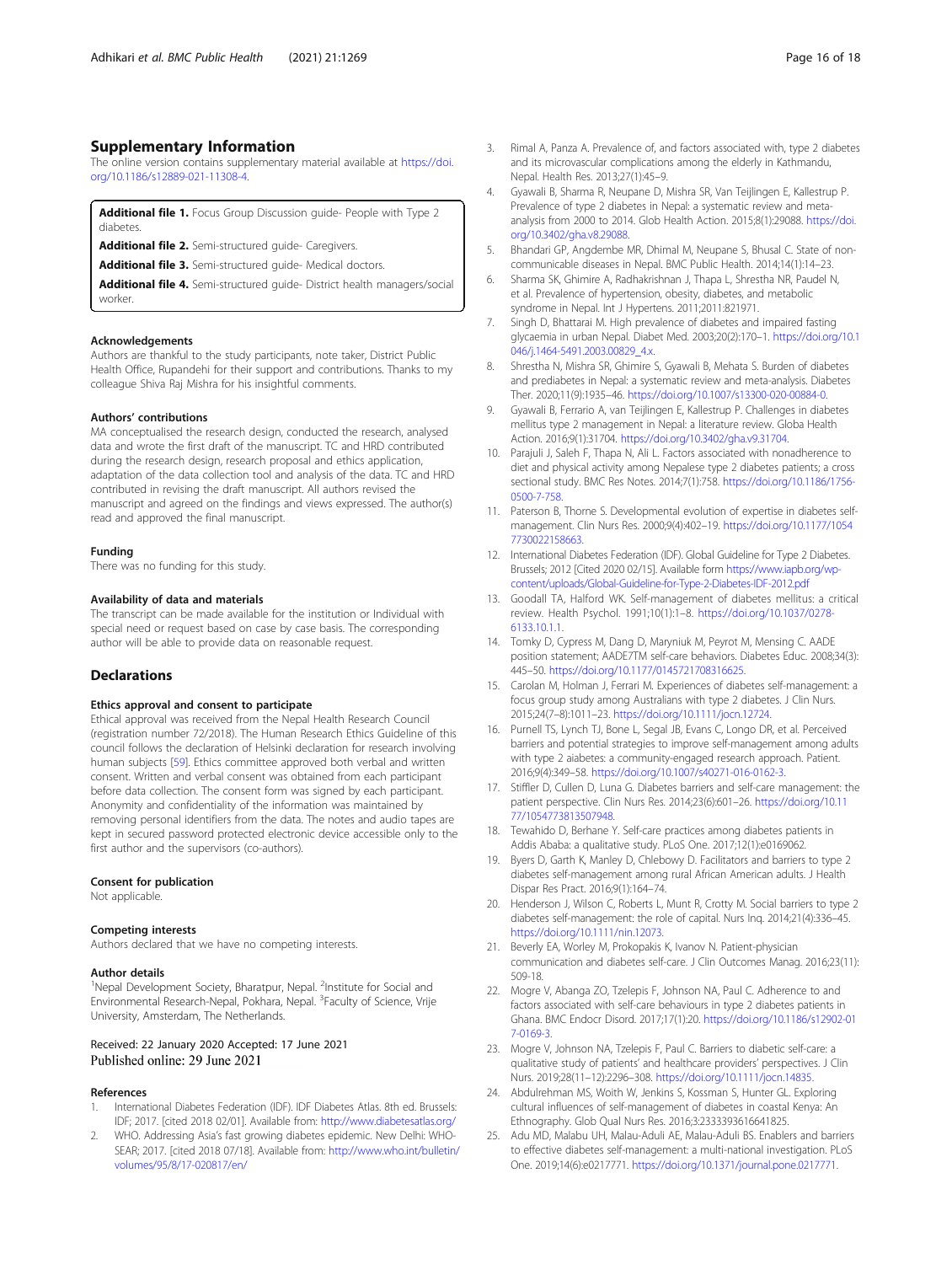## Supplementary Information

The online version contains supplementary material available at https://doi.org/10.1186/s12889-021-11308-4.

**Additional file 1.** Focus Group Discussion guide- People with Type 2 diabetes.

**Additional file 2.** Semi-structured guide- Caregivers.

**Additional file 3.** Semi-structured guide- Medical doctors.

**Additional file 4.** Semi-structured guide- District health managers/social worker.

### Acknowledgements

Authors are thankful to the study participants, note taker, District Public Health Office, Rupandehi for their support and contributions. Thanks to my colleague Shiva Raj Mishra for his insightful comments.

### Authors' contributions

MA conceptualised the research design, conducted the research, analysed data and wrote the first draft of the manuscript. TC and HRD contributed during the research design, research proposal and ethics application, adaptation of the data collection tool and analysis of the data. TC and HRD contributed in revising the draft manuscript. All authors revised the manuscript and agreed on the findings and views expressed. The author(s) read and approved the final manuscript.

### Funding

There was no funding for this study.

### Availability of data and materials

The transcript can be made available for the institution or Individual with special need or request based on case by case basis. The corresponding author will be able to provide data on reasonable request.

## Declarations

### Ethics approval and consent to participate

Ethical approval was received from the Nepal Health Research Council (registration number 72/2018). The Human Research Ethics Guideline of this council follows the declaration of Helsinki declaration for research involving human subjects [59]. Ethics committee approved both verbal and written consent. Written and verbal consent was obtained from each participant before data collection. The consent form was signed by each participant. Anonymity and confidentiality of the information was maintained by removing personal identifiers from the data. The notes and audio tapes are kept in secured password protected electronic device accessible only to the first author and the supervisors (co-authors).

### Consent for publication

Not applicable.

### Competing interests

Authors declared that we have no competing interests.

### Author details

[1]Nepal Development Society, Bharatpur, Nepal. [2]Institute for Social and Environmental Research-Nepal, Pokhara, Nepal. [3]Faculty of Science, Vrije University, Amsterdam, The Netherlands.

Received: 22 January 2020 Accepted: 17 June 2021
Published online: 29 June 2021

### References

1. International Diabetes Federation (IDF). IDF Diabetes Atlas. 8th ed. Brussels: IDF; 2017. [cited 2018 02/01]. Available from: http://www.diabetesatlas.org/
2. WHO. Addressing Asia's fast growing diabetes epidemic. New Delhi: WHO-SEAR; 2017. [cited 2018 07/18]. Available from: http://www.who.int/bulletin/volumes/95/8/17-020817/en/
3. Rimal A, Panza A. Prevalence of, and factors associated with, type 2 diabetes and its microvascular complications among the elderly in Kathmandu, Nepal. Health Res. 2013;27(1):45–9.
4. Gyawali B, Sharma R, Neupane D, Mishra SR, Van Teijlingen E, Kallestrup P. Prevalence of type 2 diabetes in Nepal: a systematic review and meta-analysis from 2000 to 2014. Glob Health Action. 2015;8(1):29088. https://doi.org/10.3402/gha.v8.29088.
5. Bhandari GP, Angdembe MR, Dhimal M, Neupane S, Bhusal C. State of non-communicable diseases in Nepal. BMC Public Health. 2014;14(1):14–23.
6. Sharma SK, Ghimire A, Radhakrishnan J, Thapa L, Shrestha NR, Paudel N, et al. Prevalence of hypertension, obesity, diabetes, and metabolic syndrome in Nepal. Int J Hypertens. 2011;2011:821971.
7. Singh D, Bhattarai M. High prevalence of diabetes and impaired fasting glycaemia in urban Nepal. Diabet Med. 2003;20(2):170–1. https://doi.org/10.1046/j.1464-5491.2003.00829_4.x.
8. Shrestha N, Mishra SR, Ghimire S, Gyawali B, Mehata S. Burden of diabetes and prediabetes in Nepal: a systematic review and meta-analysis. Diabetes Ther. 2020;11(9):1935–46. https://doi.org/10.1007/s13300-020-00884-0.
9. Gyawali B, Ferrario A, van Teijlingen E, Kallestrup P. Challenges in diabetes mellitus type 2 management in Nepal: a literature review. Globa Health Action. 2016;9(1):31704. https://doi.org/10.3402/gha.v9.31704.
10. Parajuli J, Saleh F, Thapa N, Ali L. Factors associated with nonadherence to diet and physical activity among Nepalese type 2 diabetes patients; a cross sectional study. BMC Res Notes. 2014;7(1):758. https://doi.org/10.1186/1756-0500-7-758.
11. Paterson B, Thorne S. Developmental evolution of expertise in diabetes self-management. Clin Nurs Res. 2000;9(4):402–19. https://doi.org/10.1177/10547730022158663.
12. International Diabetes Federation (IDF). Global Guideline for Type 2 Diabetes. Brussels; 2012 [Cited 2020 02/15]. Available form https://www.iapb.org/wp-content/uploads/Global-Guideline-for-Type-2-Diabetes-IDF-2012.pdf
13. Goodall TA, Halford WK. Self-management of diabetes mellitus: a critical review. Health Psychol. 1991;10(1):1–8. https://doi.org/10.1037/0278-6133.10.1.1.
14. Tomky D, Cypress M, Dang D, Maryniuk M, Peyrot M, Mensing C. AADE position statement; AADE7TM self-care behaviors. Diabetes Educ. 2008;34(3):445–50. https://doi.org/10.1177/0145721708316625.
15. Carolan M, Holman J, Ferrari M. Experiences of diabetes self-management: a focus group study among Australians with type 2 diabetes. J Clin Nurs. 2015;24(7–8):1011–23. https://doi.org/10.1111/jocn.12724.
16. Purnell TS, Lynch TJ, Bone L, Segal JB, Evans C, Longo DR, et al. Perceived barriers and potential strategies to improve self-management among adults with type 2 aiabetes: a community-engaged research approach. Patient. 2016;9(4):349–58. https://doi.org/10.1007/s40271-016-0162-3.
17. Stiffler D, Cullen D, Luna G. Diabetes barriers and self-care management: the patient perspective. Clin Nurs Res. 2014;23(6):601–26. https://doi.org/10.1177/1054773813507948.
18. Tewahido D, Berhane Y. Self-care practices among diabetes patients in Addis Ababa: a qualitative study. PLoS One. 2017;12(1):e0169062.
19. Byers D, Garth K, Manley D, Chlebowy D. Facilitators and barriers to type 2 diabetes self-management among rural African American adults. J Health Dispar Res Pract. 2016;9(1):164–74.
20. Henderson J, Wilson C, Roberts L, Munt R, Crotty M. Social barriers to type 2 diabetes self-management: the role of capital. Nurs Inq. 2014;21(4):336–45. https://doi.org/10.1111/nin.12073.
21. Beverly EA, Worley M, Prokopakis K, Ivanov N. Patient-physician communication and diabetes self-care. J Clin Outcomes Manag. 2016;23(11):509-18.
22. Mogre V, Abanga ZO, Tzelepis F, Johnson NA, Paul C. Adherence to and factors associated with self-care behaviours in type 2 diabetes patients in Ghana. BMC Endocr Disord. 2017;17(1):20. https://doi.org/10.1186/s12902-017-0169-3.
23. Mogre V, Johnson NA, Tzelepis F, Paul C. Barriers to diabetic self-care: a qualitative study of patients' and healthcare providers' perspectives. J Clin Nurs. 2019;28(11–12):2296–308. https://doi.org/10.1111/jocn.14835.
24. Abdulrehman MS, Woith W, Jenkins S, Kossman S, Hunter GL. Exploring cultural influences of self-management of diabetes in coastal Kenya: An Ethnography. Glob Qual Nurs Res. 2016;3:2333393616641825.
25. Adu MD, Malabu UH, Malau-Aduli AE, Malau-Aduli BS. Enablers and barriers to effective diabetes self-management: a multi-national investigation. PLoS One. 2019;14(6):e0217771. https://doi.org/10.1371/journal.pone.0217771.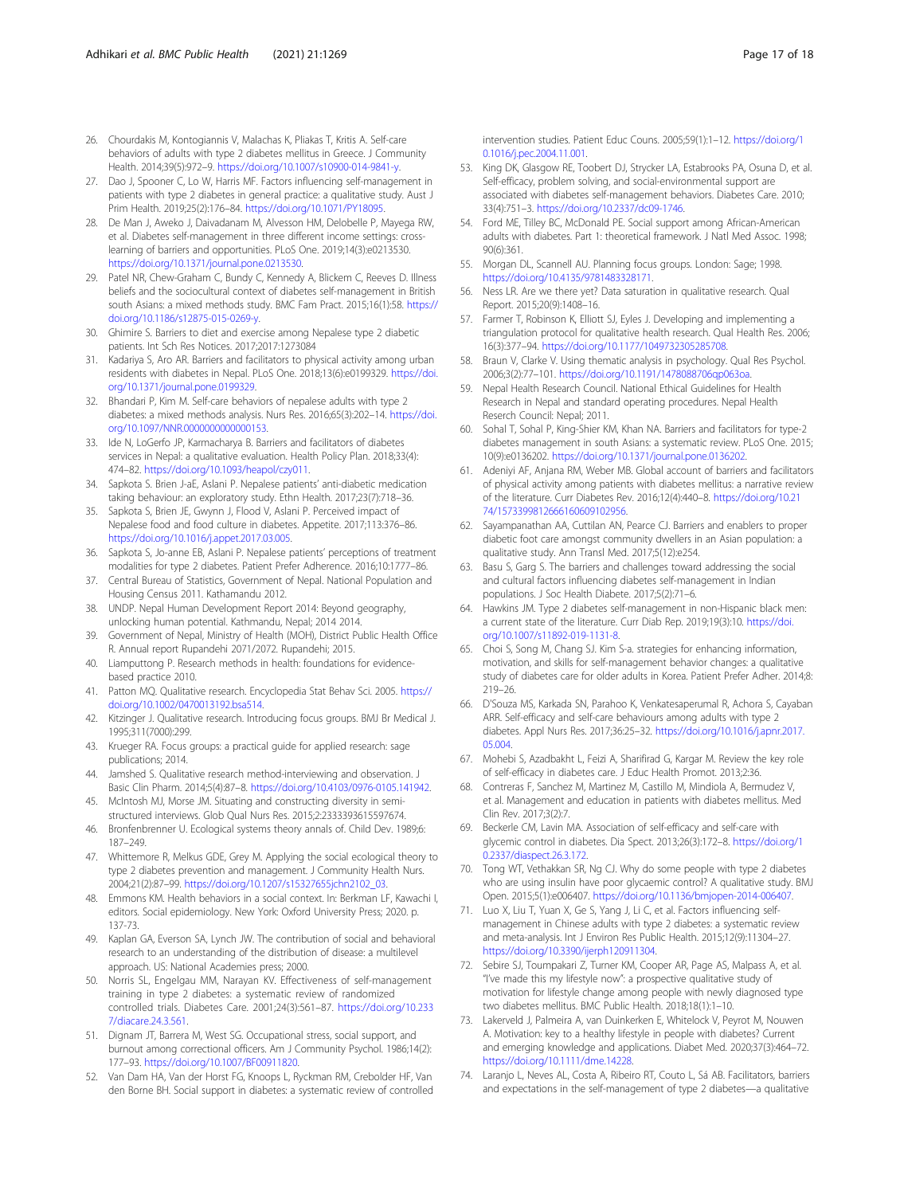26. Chourdakis M, Kontogiannis V, Malachas K, Pliakas T, Kritis A. Self-care behaviors of adults with type 2 diabetes mellitus in Greece. J Community Health. 2014;39(5):972–9. https://doi.org/10.1007/s10900-014-9841-y.
27. Dao J, Spooner C, Lo W, Harris MF. Factors influencing self-management in patients with type 2 diabetes in general practice: a qualitative study. Aust J Prim Health. 2019;25(2):176–84. https://doi.org/10.1071/PY18095.
28. De Man J, Aweko J, Daivadanam M, Alvesson HM, Delobelle P, Mayega RW, et al. Diabetes self-management in three different income settings: cross-learning of barriers and opportunities. PLoS One. 2019;14(3):e0213530. https://doi.org/10.1371/journal.pone.0213530.
29. Patel NR, Chew-Graham C, Bundy C, Kennedy A, Blickem C, Reeves D. Illness beliefs and the sociocultural context of diabetes self-management in British south Asians: a mixed methods study. BMC Fam Pract. 2015;16(1):58. https://doi.org/10.1186/s12875-015-0269-y.
30. Ghimire S. Barriers to diet and exercise among Nepalese type 2 diabetic patients. Int Sch Res Notices. 2017;2017:1273084
31. Kadariya S, Aro AR. Barriers and facilitators to physical activity among urban residents with diabetes in Nepal. PLoS One. 2018;13(6):e0199329. https://doi.org/10.1371/journal.pone.0199329.
32. Bhandari P, Kim M. Self-care behaviors of nepalese adults with type 2 diabetes: a mixed methods analysis. Nurs Res. 2016;65(3):202–14. https://doi.org/10.1097/NNR.0000000000000153.
33. Ide N, LoGerfo JP, Karmacharya B. Barriers and facilitators of diabetes services in Nepal: a qualitative evaluation. Health Policy Plan. 2018;33(4):474–82. https://doi.org/10.1093/heapol/czy011.
34. Sapkota S. Brien J-aE, Aslani P. Nepalese patients' anti-diabetic medication taking behaviour: an exploratory study. Ethn Health. 2017;23(7):718–36.
35. Sapkota S, Brien JE, Gwynn J, Flood V, Aslani P. Perceived impact of Nepalese food and food culture in diabetes. Appetite. 2017;113:376–86. https://doi.org/10.1016/j.appet.2017.03.005.
36. Sapkota S, Jo-anne EB, Aslani P. Nepalese patients' perceptions of treatment modalities for type 2 diabetes. Patient Prefer Adherence. 2016;10:1777–86.
37. Central Bureau of Statistics, Government of Nepal. National Population and Housing Census 2011. Kathamandu 2012.
38. UNDP. Nepal Human Development Report 2014: Beyond geography, unlocking human potential. Kathmandu, Nepal; 2014 2014.
39. Government of Nepal, Ministry of Health (MOH), District Public Health Office R. Annual report Rupandehi 2071/2072. Rupandehi; 2015.
40. Liamputtong P. Research methods in health: foundations for evidence-based practice 2010.
41. Patton MQ. Qualitative research. Encyclopedia Stat Behav Sci. 2005. https://doi.org/10.1002/0470013192.bsa514.
42. Kitzinger J. Qualitative research. Introducing focus groups. BMJ Br Medical J. 1995;311(7000):299.
43. Krueger RA. Focus groups: a practical guide for applied research: sage publications; 2014.
44. Jamshed S. Qualitative research method-interviewing and observation. J Basic Clin Pharm. 2014;5(4):87–8. https://doi.org/10.4103/0976-0105.141942.
45. McIntosh MJ, Morse JM. Situating and constructing diversity in semi-structured interviews. Glob Qual Nurs Res. 2015;2:2333393615597674.
46. Bronfenbrenner U. Ecological systems theory annals of. Child Dev. 1989;6:187–249.
47. Whittemore R, Melkus GDE, Grey M. Applying the social ecological theory to type 2 diabetes prevention and management. J Community Health Nurs. 2004;21(2):87–99. https://doi.org/10.1207/s15327655jchn2102_03.
48. Emmons KM. Health behaviors in a social context. In: Berkman LF, Kawachi I, editors. Social epidemiology. New York: Oxford University Press; 2020. p. 137-73.
49. Kaplan GA, Everson SA, Lynch JW. The contribution of social and behavioral research to an understanding of the distribution of disease: a multilevel approach. US: National Academies press; 2000.
50. Norris SL, Engelgau MM, Narayan KV. Effectiveness of self-management training in type 2 diabetes: a systematic review of randomized controlled trials. Diabetes Care. 2001;24(3):561–87. https://doi.org/10.2337/diacare.24.3.561.
51. Dignam JT, Barrera M, West SG. Occupational stress, social support, and burnout among correctional officers. Am J Community Psychol. 1986;14(2):177–93. https://doi.org/10.1007/BF00911820.
52. Van Dam HA, Van der Horst FG, Knoops L, Ryckman RM, Crebolder HF, Van den Borne BH. Social support in diabetes: a systematic review of controlled intervention studies. Patient Educ Couns. 2005;59(1):1–12. https://doi.org/10.1016/j.pec.2004.11.001.
53. King DK, Glasgow RE, Toobert DJ, Strycker LA, Estabrooks PA, Osuna D, et al. Self-efficacy, problem solving, and social-environmental support are associated with diabetes self-management behaviors. Diabetes Care. 2010;33(4):751–3. https://doi.org/10.2337/dc09-1746.
54. Ford ME, Tilley BC, McDonald PE. Social support among African-American adults with diabetes. Part 1: theoretical framework. J Natl Med Assoc. 1998;90(6):361.
55. Morgan DL, Scannell AU. Planning focus groups. London: Sage; 1998. https://doi.org/10.4135/9781483328171.
56. Ness LR. Are we there yet? Data saturation in qualitative research. Qual Report. 2015;20(9):1408–16.
57. Farmer T, Robinson K, Elliott SJ, Eyles J. Developing and implementing a triangulation protocol for qualitative health research. Qual Health Res. 2006;16(3):377–94. https://doi.org/10.1177/1049732305285708.
58. Braun V, Clarke V. Using thematic analysis in psychology. Qual Res Psychol. 2006;3(2):77–101. https://doi.org/10.1191/1478088706qp063oa.
59. Nepal Health Research Council. National Ethical Guidelines for Health Research in Nepal and standard operating procedures. Nepal Health Reserch Council: Nepal; 2011.
60. Sohal T, Sohal P, King-Shier KM, Khan NA. Barriers and facilitators for type-2 diabetes management in south Asians: a systematic review. PLoS One. 2015;10(9):e0136202. https://doi.org/10.1371/journal.pone.0136202.
61. Adeniyi AF, Anjana RM, Weber MB. Global account of barriers and facilitators of physical activity among patients with diabetes mellitus: a narrative review of the literature. Curr Diabetes Rev. 2016;12(4):440–8. https://doi.org/10.2174/1573399812666160609102956.
62. Sayampanathan AA, Cuttilan AN, Pearce CJ. Barriers and enablers to proper diabetic foot care amongst community dwellers in an Asian population: a qualitative study. Ann Transl Med. 2017;5(12):e254.
63. Basu S, Garg S. The barriers and challenges toward addressing the social and cultural factors influencing diabetes self-management in Indian populations. J Soc Health Diabete. 2017;5(2):71–6.
64. Hawkins JM. Type 2 diabetes self-management in non-Hispanic black men: a current state of the literature. Curr Diab Rep. 2019;19(3):10. https://doi.org/10.1007/s11892-019-1131-8.
65. Choi S, Song M, Chang SJ. Kim S-a. strategies for enhancing information, motivation, and skills for self-management behavior changes: a qualitative study of diabetes care for older adults in Korea. Patient Prefer Adher. 2014;8:219–26.
66. D'Souza MS, Karkada SN, Parahoo K, Venkatesaperumal R, Achora S, Cayaban ARR. Self-efficacy and self-care behaviours among adults with type 2 diabetes. Appl Nurs Res. 2017;36:25–32. https://doi.org/10.1016/j.apnr.2017.05.004.
67. Mohebi S, Azadbakht L, Feizi A, Sharifirad G, Kargar M. Review the key role of self-efficacy in diabetes care. J Educ Health Promot. 2013;2:36.
68. Contreras F, Sanchez M, Martinez M, Castillo M, Mindiola A, Bermudez V, et al. Management and education in patients with diabetes mellitus. Med Clin Rev. 2017;3(2):7.
69. Beckerle CM, Lavin MA. Association of self-efficacy and self-care with glycemic control in diabetes. Dia Spect. 2013;26(3):172–8. https://doi.org/10.2337/diaspect.26.3.172.
70. Tong WT, Vethakkan SR, Ng CJ. Why do some people with type 2 diabetes who are using insulin have poor glycaemic control? A qualitative study. BMJ Open. 2015;5(1):e006407. https://doi.org/10.1136/bmjopen-2014-006407.
71. Luo X, Liu T, Yuan X, Ge S, Yang J, Li C, et al. Factors influencing self-management in Chinese adults with type 2 diabetes: a systematic review and meta-analysis. Int J Environ Res Public Health. 2015;12(9):11304–27. https://doi.org/10.3390/ijerph120911304.
72. Sebire SJ, Toumpakari Z, Turner KM, Cooper AR, Page AS, Malpass A, et al. "I've made this my lifestyle now": a prospective qualitative study of motivation for lifestyle change among people with newly diagnosed type two diabetes mellitus. BMC Public Health. 2018;18(1):1–10.
73. Lakerveld J, Palmeira A, van Duinkerken E, Whitelock V, Peyrot M, Nouwen A. Motivation: key to a healthy lifestyle in people with diabetes? Current and emerging knowledge and applications. Diabet Med. 2020;37(3):464–72. https://doi.org/10.1111/dme.14228.
74. Laranjo L, Neves AL, Costa A, Ribeiro RT, Couto L, Sá AB. Facilitators, barriers and expectations in the self-management of type 2 diabetes—a qualitative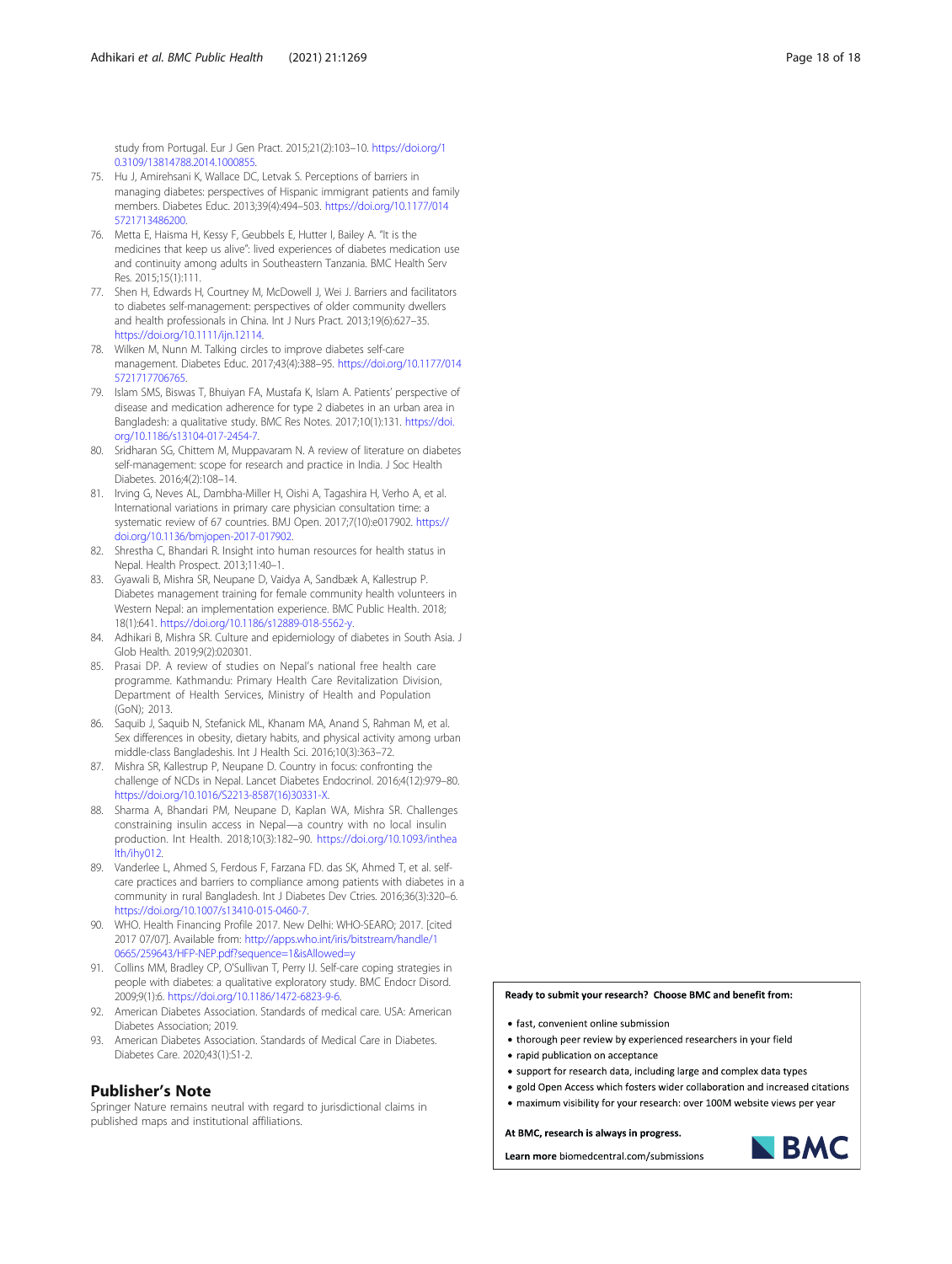study from Portugal. Eur J Gen Pract. 2015;21(2):103–10. https://doi.org/10.3109/13814788.2014.1000855.

75. Hu J, Amirehsani K, Wallace DC, Letvak S. Perceptions of barriers in managing diabetes: perspectives of Hispanic immigrant patients and family members. Diabetes Educ. 2013;39(4):494–503. https://doi.org/10.1177/0145721713486200.
76. Metta E, Haisma H, Kessy F, Geubbels E, Hutter I, Bailey A. "It is the medicines that keep us alive": lived experiences of diabetes medication use and continuity among adults in Southeastern Tanzania. BMC Health Serv Res. 2015;15(1):111.
77. Shen H, Edwards H, Courtney M, McDowell J, Wei J. Barriers and facilitators to diabetes self-management: perspectives of older community dwellers and health professionals in China. Int J Nurs Pract. 2013;19(6):627–35. https://doi.org/10.1111/ijn.12114.
78. Wilken M, Nunn M. Talking circles to improve diabetes self-care management. Diabetes Educ. 2017;43(4):388–95. https://doi.org/10.1177/0145721717706765.
79. Islam SMS, Biswas T, Bhuiyan FA, Mustafa K, Islam A. Patients' perspective of disease and medication adherence for type 2 diabetes in an urban area in Bangladesh: a qualitative study. BMC Res Notes. 2017;10(1):131. https://doi.org/10.1186/s13104-017-2454-7.
80. Sridharan SG, Chittem M, Muppavaram N. A review of literature on diabetes self-management: scope for research and practice in India. J Soc Health Diabetes. 2016;4(2):108–14.
81. Irving G, Neves AL, Dambha-Miller H, Oishi A, Tagashira H, Verho A, et al. International variations in primary care physician consultation time: a systematic review of 67 countries. BMJ Open. 2017;7(10):e017902. https://doi.org/10.1136/bmjopen-2017-017902.
82. Shrestha C, Bhandari R. Insight into human resources for health status in Nepal. Health Prospect. 2013;11:40–1.
83. Gyawali B, Mishra SR, Neupane D, Vaidya A, Sandbæk A, Kallestrup P. Diabetes management training for female community health volunteers in Western Nepal: an implementation experience. BMC Public Health. 2018;18(1):641. https://doi.org/10.1186/s12889-018-5562-y.
84. Adhikari B, Mishra SR. Culture and epidemiology of diabetes in South Asia. J Glob Health. 2019;9(2):020301.
85. Prasai DP. A review of studies on Nepal's national free health care programme. Kathmandu: Primary Health Care Revitalization Division, Department of Health Services, Ministry of Health and Population (GoN); 2013.
86. Saquib J, Saquib N, Stefanick ML, Khanam MA, Anand S, Rahman M, et al. Sex differences in obesity, dietary habits, and physical activity among urban middle-class Bangladeshis. Int J Health Sci. 2016;10(3):363–72.
87. Mishra SR, Kallestrup P, Neupane D. Country in focus: confronting the challenge of NCDs in Nepal. Lancet Diabetes Endocrinol. 2016;4(12):979–80. https://doi.org/10.1016/S2213-8587(16)30331-X.
88. Sharma A, Bhandari PM, Neupane D, Kaplan WA, Mishra SR. Challenges constraining insulin access in Nepal—a country with no local insulin production. Int Health. 2018;10(3):182–90. https://doi.org/10.1093/inthealth/ihy012.
89. Vanderlee L, Ahmed S, Ferdous F, Farzana FD. das SK, Ahmed T, et al. self-care practices and barriers to compliance among patients with diabetes in a community in rural Bangladesh. Int J Diabetes Dev Ctries. 2016;36(3):320–6. https://doi.org/10.1007/s13410-015-0460-7.
90. WHO. Health Financing Profile 2017. New Delhi: WHO-SEARO; 2017. [cited 2017 07/07]. Available from: http://apps.who.int/iris/bitstream/handle/10665/259643/HFP-NEP.pdf?sequence=1&isAllowed=y
91. Collins MM, Bradley CP, O'Sullivan T, Perry IJ. Self-care coping strategies in people with diabetes: a qualitative exploratory study. BMC Endocr Disord. 2009;9(1):6. https://doi.org/10.1186/1472-6823-9-6.
92. American Diabetes Association. Standards of medical care. USA: American Diabetes Association; 2019.
93. American Diabetes Association. Standards of Medical Care in Diabetes. Diabetes Care. 2020;43(1):S1-2.

## Publisher's Note

Springer Nature remains neutral with regard to jurisdictional claims in published maps and institutional affiliations.

**Ready to submit your research? Choose BMC and benefit from:**

- fast, convenient online submission
- thorough peer review by experienced researchers in your field
- rapid publication on acceptance
- support for research data, including large and complex data types
- gold Open Access which fosters wider collaboration and increased citations
- maximum visibility for your research: over 100M website views per year

**At BMC, research is always in progress.**

**Learn more** biomedcentral.com/submissions

BMC